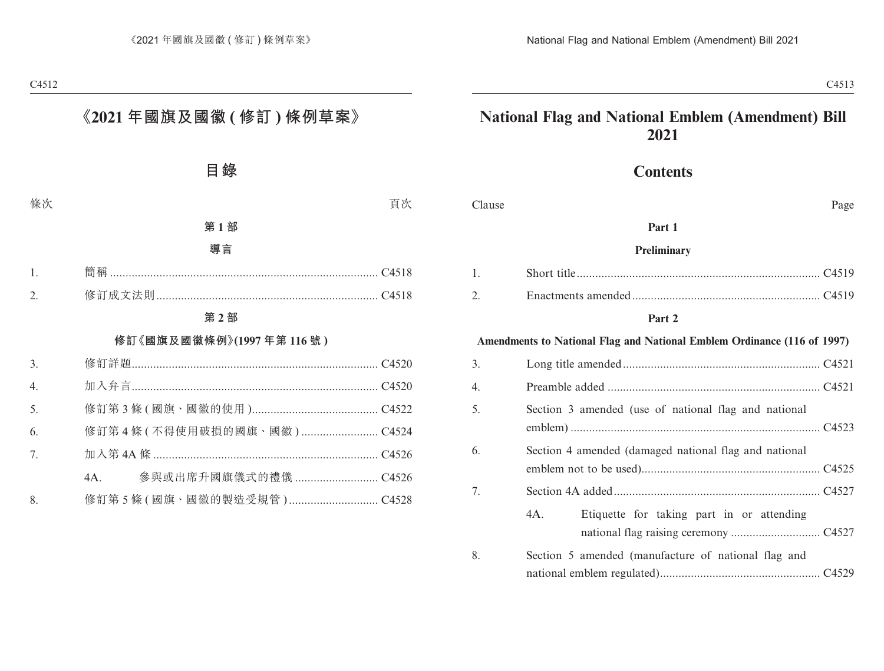# 《2021 年國旗及國徽 ( 修訂 ) 條例草案》

## 目錄

| 條次 | | 頁次 |
|---|---|---|
| | **第 1 部** | |
| | **導言** | |
| 1. | 簡稱 | C4518 |
| 2. | 修訂成文法則 | C4518 |
| | **第 2 部** | |
| | **修訂《國旗及國徽條例》(1997 年第 116 號 )** | |
| 3. | 修訂詳題 | C4520 |
| 4. | 加入弁言 | C4520 |
| 5. | 修訂第 3 條 ( 國旗、國徽的使用 ) | C4522 |
| 6. | 修訂第 4 條 ( 不得使用破損的國旗、國徽 ) | C4524 |
| 7. | 加入第 4A 條 | C4526 |
| | 4A. 參與或出席升國旗儀式的禮儀 | C4526 |
| 8. | 修訂第 5 條 ( 國旗、國徽的製造受規管 ) | C4528 |

# National Flag and National Emblem (Amendment) Bill 2021

## Contents

| Clause | | Page |
|---|---|---|
| | **Part 1** | |
| | **Preliminary** | |
| 1. | Short title | C4519 |
| 2. | Enactments amended | C4519 |
| | **Part 2** | |
| | **Amendments to National Flag and National Emblem Ordinance (116 of 1997)** | |
| 3. | Long title amended | C4521 |
| 4. | Preamble added | C4521 |
| 5. | Section 3 amended (use of national flag and national emblem) | C4523 |
| 6. | Section 4 amended (damaged national flag and national emblem not to be used) | C4525 |
| 7. | Section 4A added | C4527 |
| | 4A. Etiquette for taking part in or attending national flag raising ceremony | C4527 |
| 8. | Section 5 amended (manufacture of national flag and national emblem regulated) | C4529 |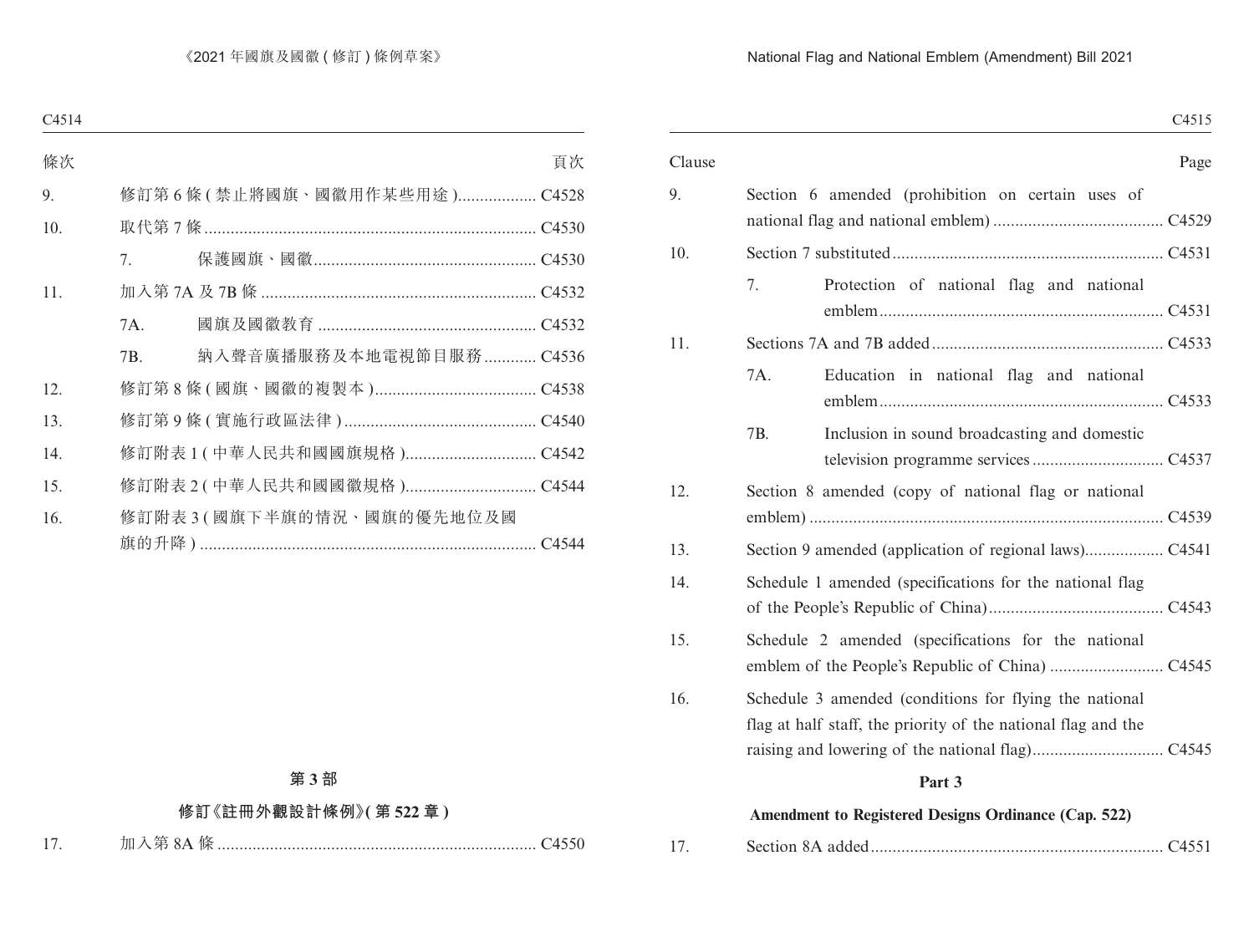| 條次 | | | 頁次 |
|---|---|---|---|
| 9. | 修訂第 6 條 (禁止將國旗、國徽用作某些用途) | | C4528 |
| 10. | 取代第 7 條 | | C4530 |
| | 7. | 保護國旗、國徽 | C4530 |
| 11. | 加入第 7A 及 7B 條 | | C4532 |
| | 7A. | 國旗及國徽教育 | C4532 |
| | 7B. | 納入聲音廣播服務及本地電視節目服務 | C4536 |
| 12. | 修訂第 8 條 (國旗、國徽的複製本) | | C4538 |
| 13. | 修訂第 9 條 (實施行政區法律) | | C4540 |
| 14. | 修訂附表 1 (中華人民共和國國旗規格) | | C4542 |
| 15. | 修訂附表 2 (中華人民共和國國徽規格) | | C4544 |
| 16. | 修訂附表 3 (國旗下半旗的情況、國旗的優先地位及國旗的升降) | | C4544 |

**第 3 部**

**修訂《註冊外觀設計條例》(第 522 章)**

| | | |
|---|---|---|
| 17. | 加入第 8A 條 | C4550 |

| Clause | | | Page |
|---|---|---|---|
| 9. | Section 6 amended (prohibition on certain uses of national flag and national emblem) | | C4529 |
| 10. | Section 7 substituted | | C4531 |
| | 7. | Protection of national flag and national emblem | C4531 |
| 11. | Sections 7A and 7B added | | C4533 |
| | 7A. | Education in national flag and national emblem | C4533 |
| | 7B. | Inclusion in sound broadcasting and domestic television programme services | C4537 |
| 12. | Section 8 amended (copy of national flag or national emblem) | | C4539 |
| 13. | Section 9 amended (application of regional laws) | | C4541 |
| 14. | Schedule 1 amended (specifications for the national flag of the People's Republic of China) | | C4543 |
| 15. | Schedule 2 amended (specifications for the national emblem of the People's Republic of China) | | C4545 |
| 16. | Schedule 3 amended (conditions for flying the national flag at half staff, the priority of the national flag and the raising and lowering of the national flag) | | C4545 |

**Part 3**

**Amendment to Registered Designs Ordinance (Cap. 522)**

| | | |
|---|---|---|
| 17. | Section 8A added | C4551 |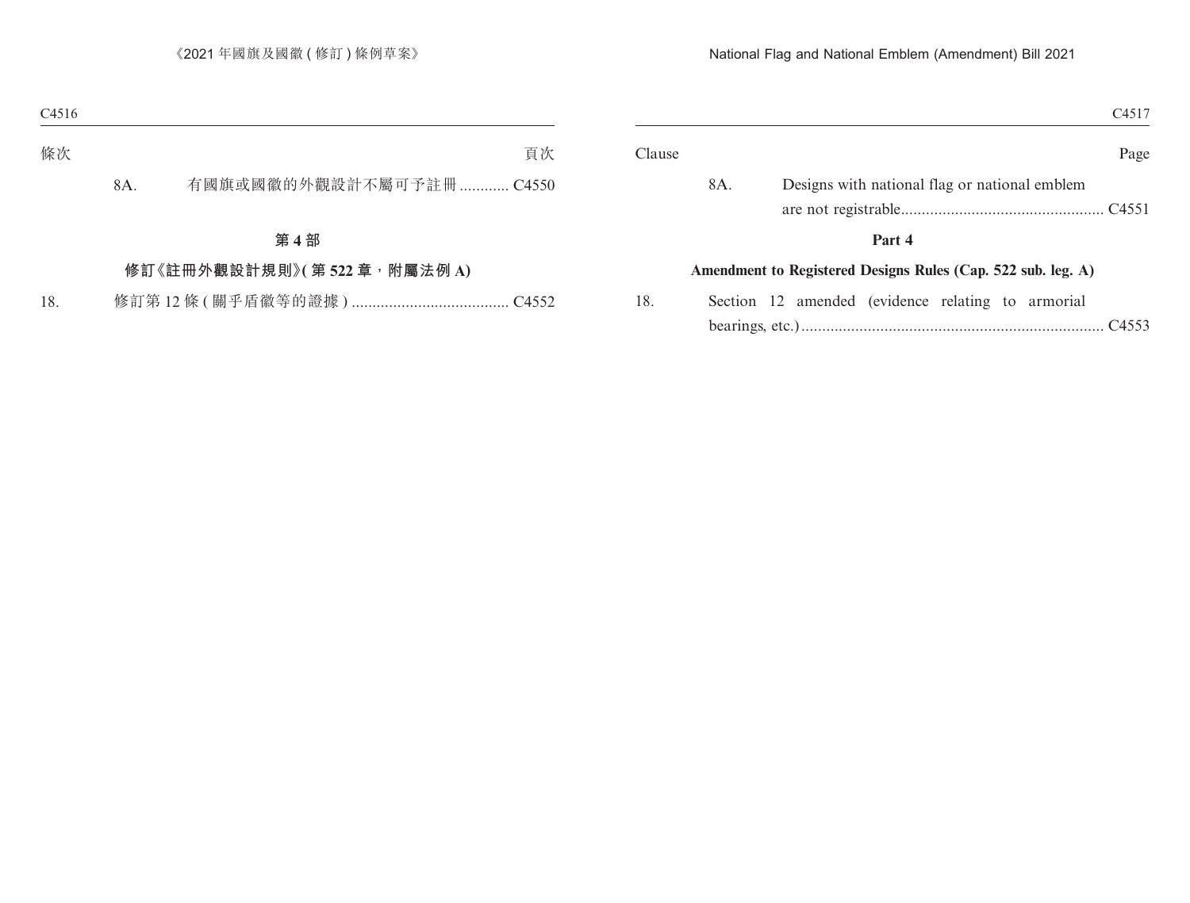條次 頁次

8A. 有國旗或國徽的外觀設計不屬可予註冊 ............ C4550

**第 4 部**

**修訂《註冊外觀設計規則》(第 522 章，附屬法例 A)**

18. 修訂第 12 條 ( 關乎盾徽等的證據 ) ...................................... C4552

Clause Page

8A. Designs with national flag or national emblem are not registrable................................................. C4551

**Part 4**

**Amendment to Registered Designs Rules (Cap. 522 sub. leg. A)**

18. Section 12 amended (evidence relating to armorial bearings, etc.)......................................................................... C4553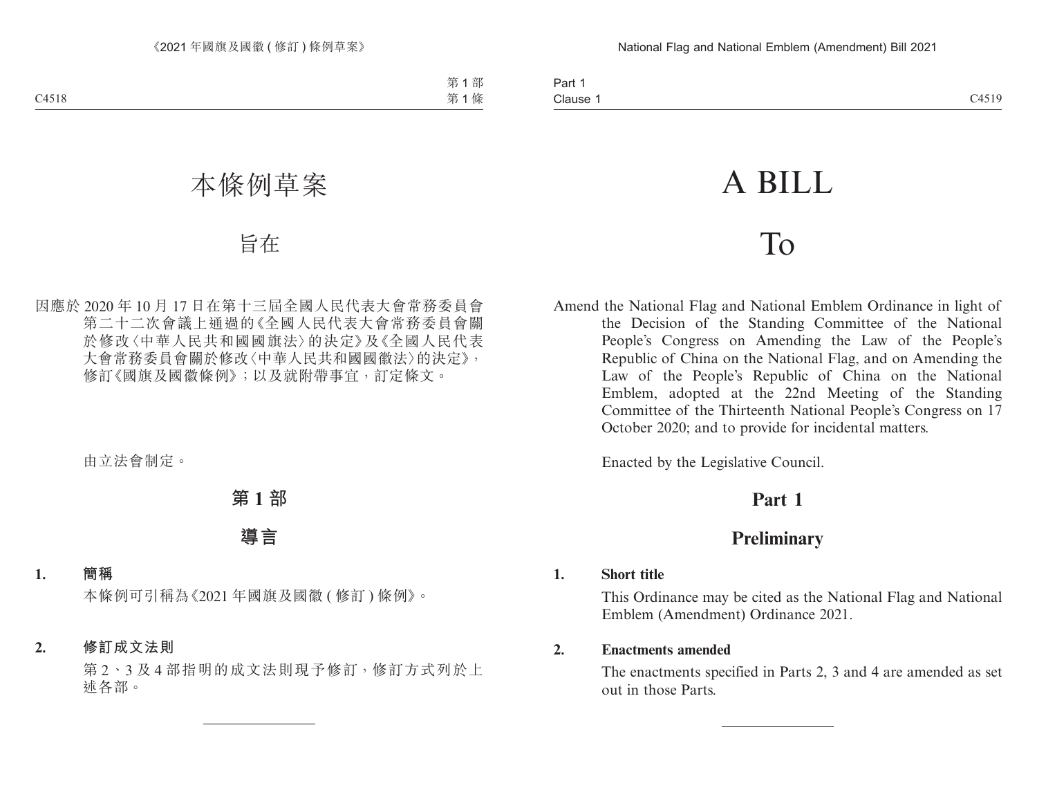# 本條例草案

## 旨在

因應於 2020 年 10 月 17 日在第十三屆全國人民代表大會常務委員會第二十二次會議上通過的《全國人民代表大會常務委員會關於修改〈中華人民共和國國旗法〉的決定》及《全國人民代表大會常務委員會關於修改〈中華人民共和國國徽法〉的決定》，修訂《國旗及國徽條例》；以及就附帶事宜，訂定條文。

由立法會制定。

## 第 1 部

## 導言

**1. 簡稱**

本條例可引稱為《2021 年國旗及國徽 ( 修訂 ) 條例》。

**2. 修訂成文法則**

第 2、3 及 4 部指明的成文法則現予修訂，修訂方式列於上述各部。

---

# A BILL

## To

Amend the National Flag and National Emblem Ordinance in light of the Decision of the Standing Committee of the National People's Congress on Amending the Law of the People's Republic of China on the National Flag, and on Amending the Law of the People's Republic of China on the National Emblem, adopted at the 22nd Meeting of the Standing Committee of the Thirteenth National People's Congress on 17 October 2020; and to provide for incidental matters.

Enacted by the Legislative Council.

## Part 1

## Preliminary

**1. Short title**

This Ordinance may be cited as the National Flag and National Emblem (Amendment) Ordinance 2021.

**2. Enactments amended**

The enactments specified in Parts 2, 3 and 4 are amended as set out in those Parts.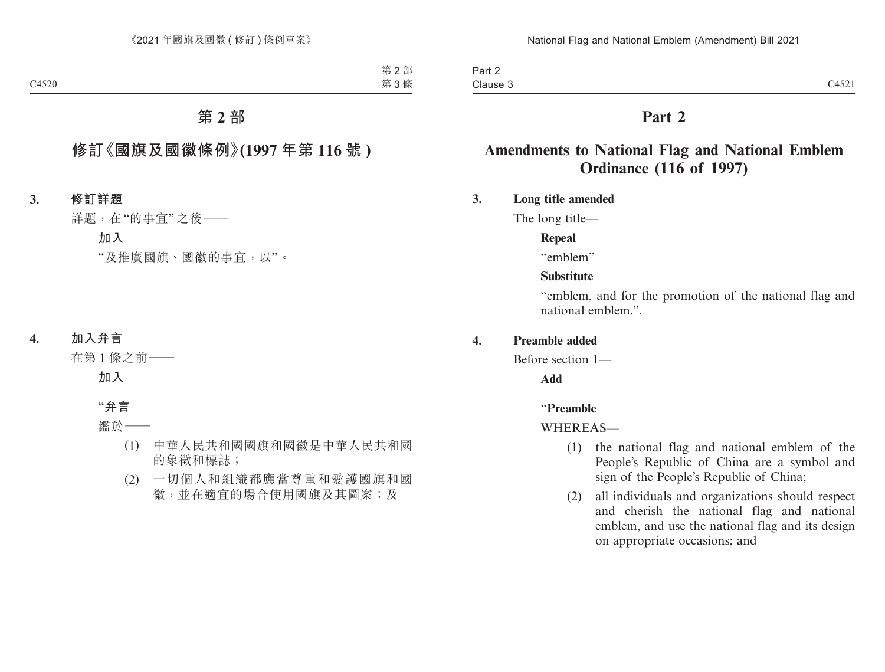# 第 2 部

## 修訂《國旗及國徽條例》(1997 年第 116 號)

**3. 修訂詳題**

詳題，在“的事宜”之後——

**加入**

“及推廣國旗、國徽的事宜，以”。

**4. 加入弁言**

在第 1 條之前——

**加入**

“**弁言**

鑑於——

(1) 中華人民共和國國旗和國徽是中華人民共和國的象徵和標誌；

(2) 一切個人和組織都應當尊重和愛護國旗和國徽，並在適宜的場合使用國旗及其圖案；及

# Part 2

## Amendments to National Flag and National Emblem Ordinance (116 of 1997)

**3. Long title amended**

The long title—

**Repeal**

“emblem”

**Substitute**

“emblem, and for the promotion of the national flag and national emblem,”.

**4. Preamble added**

Before section 1—

**Add**

“**Preamble**

WHEREAS—

(1) the national flag and national emblem of the People’s Republic of China are a symbol and sign of the People’s Republic of China;

(2) all individuals and organizations should respect and cherish the national flag and national emblem, and use the national flag and its design on appropriate occasions; and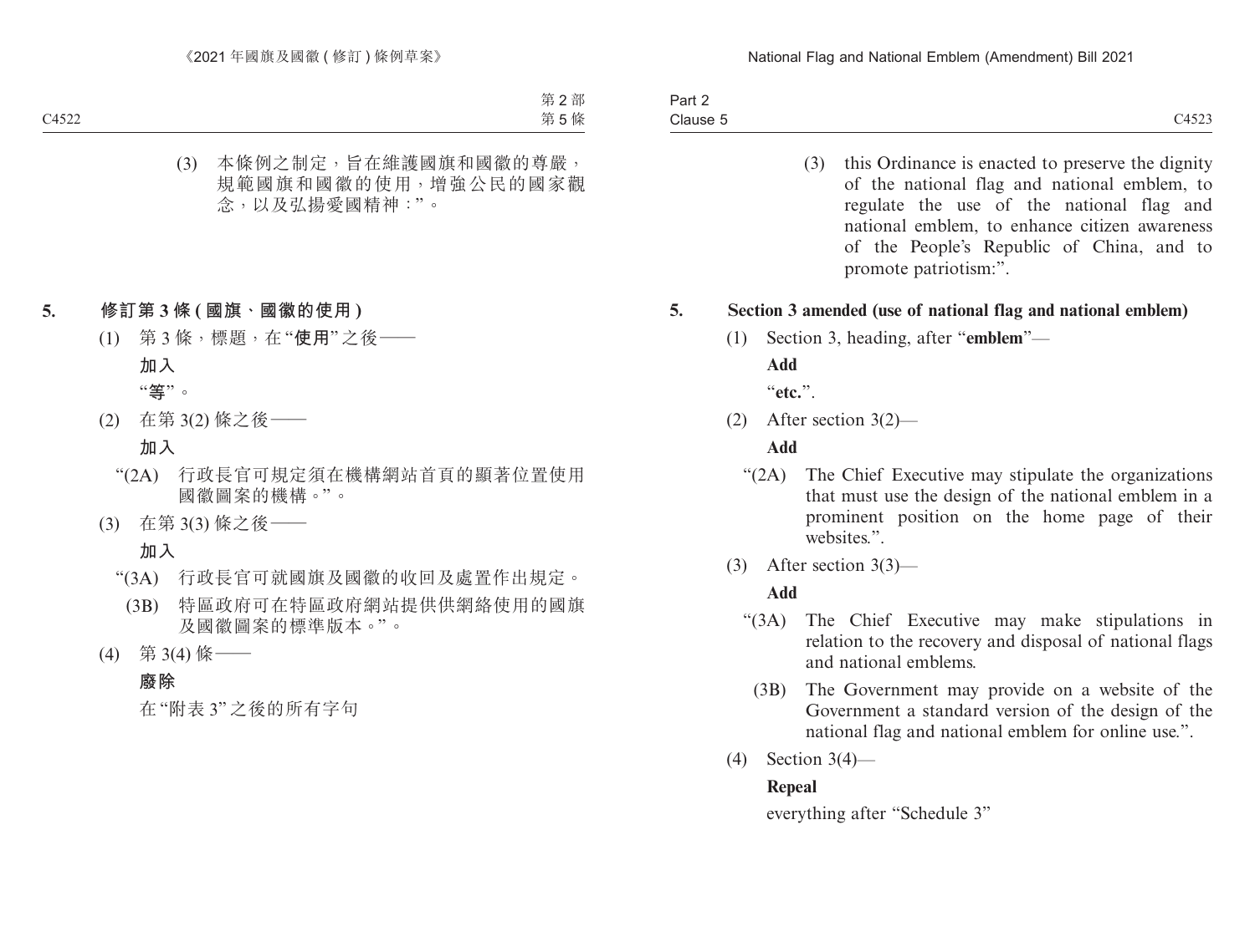第 2 部
第 5 條

(3) 本條例之制定，旨在維護國旗和國徽的尊嚴，規範國旗和國徽的使用，增強公民的國家觀念，以及弘揚愛國精神：”。

**5. 修訂第 3 條 (國旗、國徽的使用)**

(1) 第 3 條，標題，在“**使用**”之後——

**加入**

“**等**”。

(2) 在第 3(2) 條之後——

**加入**

“(2A) 行政長官可規定須在機構網站首頁的顯著位置使用國徽圖案的機構。”。

(3) 在第 3(3) 條之後——

**加入**

“(3A) 行政長官可就國旗及國徽的收回及處置作出規定。

(3B) 特區政府可在特區政府網站提供供網絡使用的國旗及國徽圖案的標準版本。”。

(4) 第 3(4) 條——

**廢除**

在“附表 3”之後的所有字句

Part 2
Clause 5

(3) this Ordinance is enacted to preserve the dignity of the national flag and national emblem, to regulate the use of the national flag and national emblem, to enhance citizen awareness of the People's Republic of China, and to promote patriotism:”.

**5. Section 3 amended (use of national flag and national emblem)**

(1) Section 3, heading, after “**emblem**”—

**Add**

“**etc.**”.

(2) After section 3(2)—

**Add**

“(2A) The Chief Executive may stipulate the organizations that must use the design of the national emblem in a prominent position on the home page of their websites.”.

(3) After section 3(3)—

**Add**

“(3A) The Chief Executive may make stipulations in relation to the recovery and disposal of national flags and national emblems.

(3B) The Government may provide on a website of the Government a standard version of the design of the national flag and national emblem for online use.”.

(4) Section 3(4)—

**Repeal**

everything after “Schedule 3”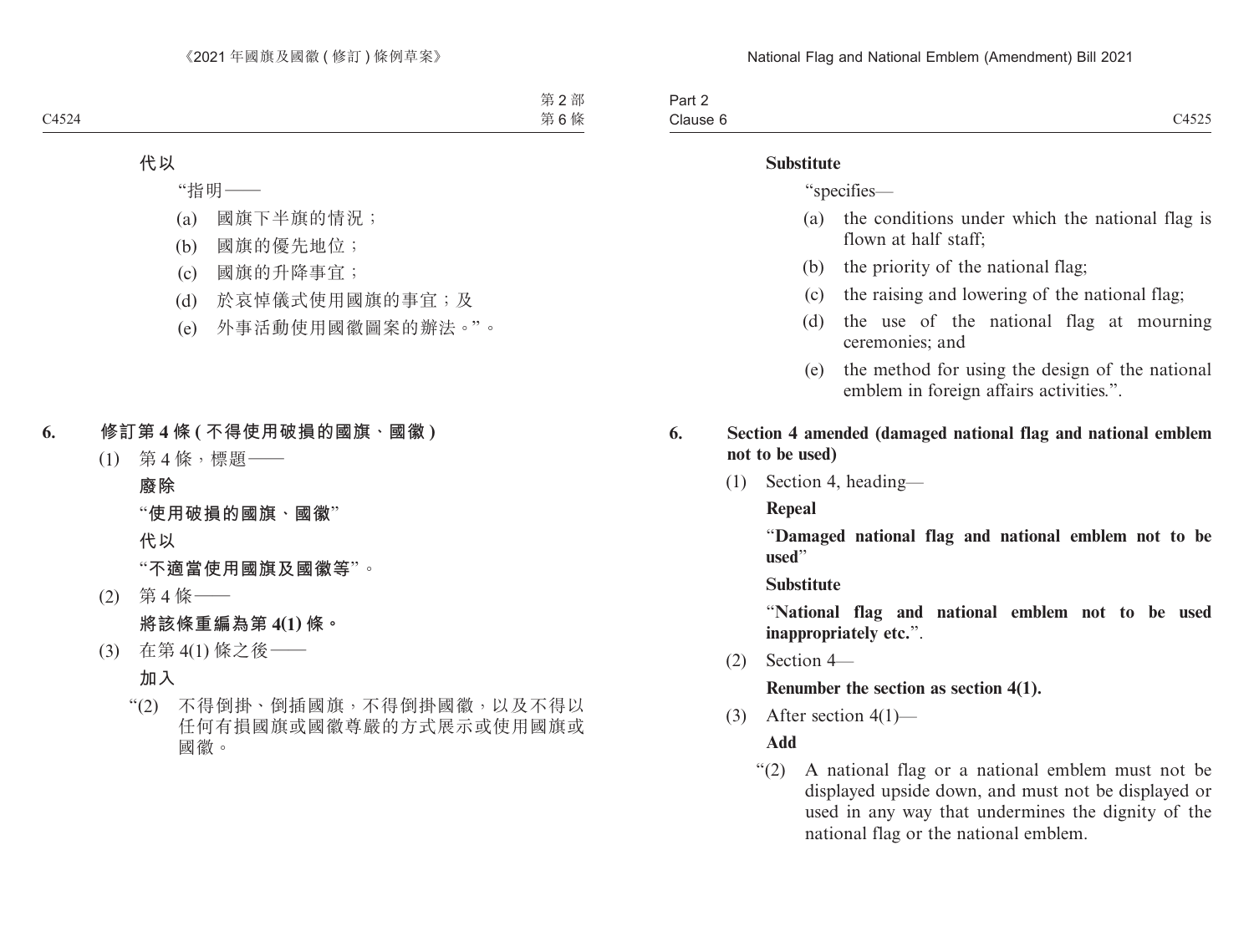**代以**

“指明——

(a) 國旗下半旗的情況；

(b) 國旗的優先地位；

(c) 國旗的升降事宜；

(d) 於哀悼儀式使用國旗的事宜；及

(e) 外事活動使用國徽圖案的辦法。”。

**6. 修訂第 4 條 (不得使用破損的國旗、國徽)**

(1) 第 4 條，標題——

**廢除**

“**使用破損的國旗、國徽**”

**代以**

“**不適當使用國旗及國徽等**”。

(2) 第 4 條——

**將該條重編為第 4(1) 條。**

(3) 在第 4(1) 條之後——

**加入**

“(2) 不得倒掛、倒插國旗，不得倒掛國徽，以及不得以任何有損國旗或國徽尊嚴的方式展示或使用國旗或國徽。

**Substitute**

“specifies—

(a) the conditions under which the national flag is flown at half staff;

(b) the priority of the national flag;

(c) the raising and lowering of the national flag;

(d) the use of the national flag at mourning ceremonies; and

(e) the method for using the design of the national emblem in foreign affairs activities.”.

**6. Section 4 amended (damaged national flag and national emblem not to be used)**

(1) Section 4, heading—

**Repeal**

“**Damaged national flag and national emblem not to be used**”

**Substitute**

“**National flag and national emblem not to be used inappropriately etc.**”.

(2) Section 4—

**Renumber the section as section 4(1).**

(3) After section 4(1)—

**Add**

“(2) A national flag or a national emblem must not be displayed upside down, and must not be displayed or used in any way that undermines the dignity of the national flag or the national emblem.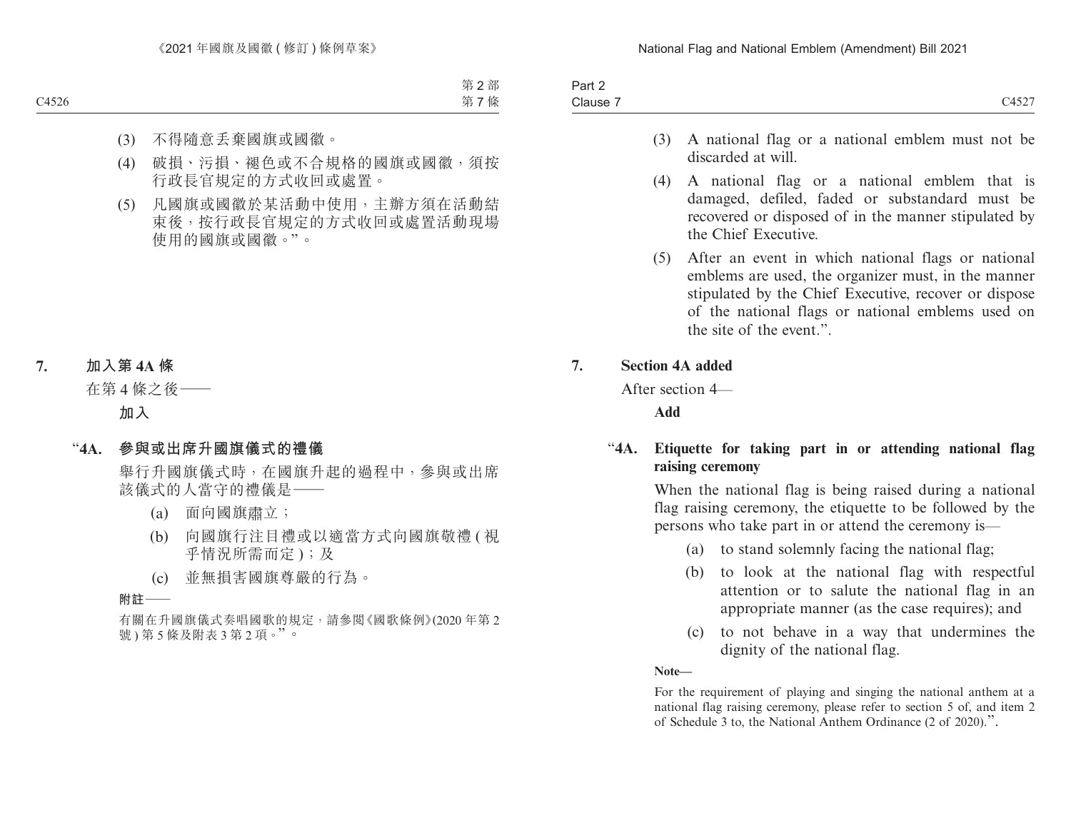(3) 不得隨意丟棄國旗或國徽。

(4) 破損、污損、褪色或不合規格的國旗或國徽，須按行政長官規定的方式收回或處置。

(5) 凡國旗或國徽於某活動中使用，主辦方須在活動結束後，按行政長官規定的方式收回或處置活動現場使用的國旗或國徽。”。

**7. 加入第 4A 條**

在第 4 條之後——

**加入**

“**4A. 參與或出席升國旗儀式的禮儀**

舉行升國旗儀式時，在國旗升起的過程中，參與或出席該儀式的人當守的禮儀是——

(a) 面向國旗肅立；

(b) 向國旗行注目禮或以適當方式向國旗敬禮 ( 視乎情況所需而定 )；及

(c) 並無損害國旗尊嚴的行為。

**附註——**

有關在升國旗儀式奏唱國歌的規定，請參閱《國歌條例》(2020 年第 2 號 ) 第 5 條及附表 3 第 2 項。”。

(3) A national flag or a national emblem must not be discarded at will.

(4) A national flag or a national emblem that is damaged, defiled, faded or substandard must be recovered or disposed of in the manner stipulated by the Chief Executive.

(5) After an event in which national flags or national emblems are used, the organizer must, in the manner stipulated by the Chief Executive, recover or dispose of the national flags or national emblems used on the site of the event.”.

**7. Section 4A added**

After section 4—

**Add**

“**4A. Etiquette for taking part in or attending national flag raising ceremony**

When the national flag is being raised during a national flag raising ceremony, the etiquette to be followed by the persons who take part in or attend the ceremony is—

(a) to stand solemnly facing the national flag;

(b) to look at the national flag with respectful attention or to salute the national flag in an appropriate manner (as the case requires); and

(c) to not behave in a way that undermines the dignity of the national flag.

**Note—**

For the requirement of playing and singing the national anthem at a national flag raising ceremony, please refer to section 5 of, and item 2 of Schedule 3 to, the National Anthem Ordinance (2 of 2020).”.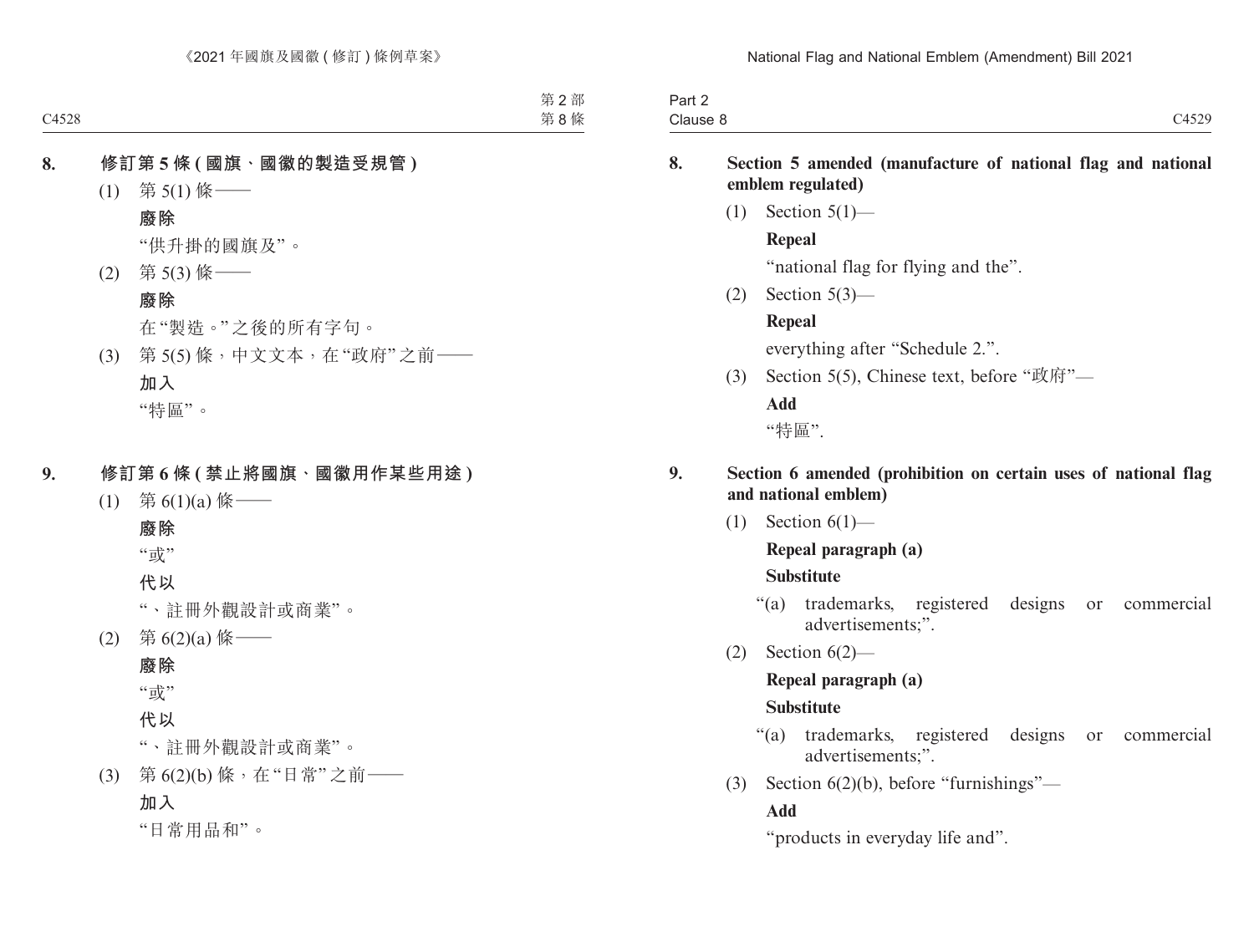**8. 修訂第 5 條 (國旗、國徽的製造受規管)**

(1) 第 5(1) 條——

**廢除**

"供升掛的國旗及"。

(2) 第 5(3) 條——

**廢除**

在"製造。"之後的所有字句。

(3) 第 5(5) 條，中文文本，在"政府"之前——

**加入**

"特區"。

**9. 修訂第 6 條 (禁止將國旗、國徽用作某些用途)**

(1) 第 6(1)(a) 條——

**廢除**

"或"

**代以**

"、註冊外觀設計或商業"。

(2) 第 6(2)(a) 條——

**廢除**

"或"

**代以**

"、註冊外觀設計或商業"。

(3) 第 6(2)(b) 條，在"日常"之前——

**加入**

"日常用品和"。

**8. Section 5 amended (manufacture of national flag and national emblem regulated)**

(1) Section 5(1)—

**Repeal**

"national flag for flying and the".

(2) Section 5(3)—

**Repeal**

everything after "Schedule 2.".

(3) Section 5(5), Chinese text, before "政府"—

**Add**

"特區".

**9. Section 6 amended (prohibition on certain uses of national flag and national emblem)**

(1) Section 6(1)—

**Repeal paragraph (a)**

**Substitute**

"(a) trademarks, registered designs or commercial advertisements;".

(2) Section 6(2)—

**Repeal paragraph (a)**

**Substitute**

"(a) trademarks, registered designs or commercial advertisements;".

(3) Section 6(2)(b), before "furnishings"—

**Add**

"products in everyday life and".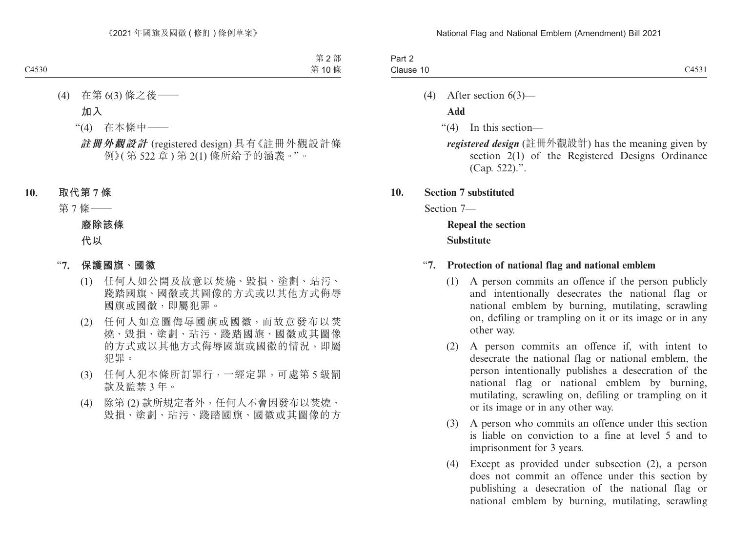(4) 在第 6(3) 條之後——

**加入**

“(4) 在本條中——

***註冊外觀設計*** (registered design) 具有《註冊外觀設計條例》(第 522 章) 第 2(1) 條所給予的涵義。”。

**10. 取代第 7 條**

第 7 條——

**廢除該條**

**代以**

“**7. 保護國旗、國徽**

(1) 任何人如公開及故意以焚燒、毀損、塗劃、玷污、踐踏國旗、國徽或其圖像的方式或以其他方式侮辱國旗或國徽，即屬犯罪。

(2) 任何人如意圖侮辱國旗或國徽，而故意發布以焚燒、毀損、塗劃、玷污、踐踏國旗、國徽或其圖像的方式或以其他方式侮辱國旗或國徽的情況，即屬犯罪。

(3) 任何人犯本條所訂罪行，一經定罪，可處第 5 級罰款及監禁 3 年。

(4) 除第 (2) 款所規定者外，任何人不會因發布以焚燒、毀損、塗劃、玷污、踐踏國旗、國徽或其圖像的方

(4) After section 6(3)—

**Add**

“(4) In this section—

***registered design*** (註冊外觀設計) has the meaning given by section 2(1) of the Registered Designs Ordinance (Cap. 522).”.

**10. Section 7 substituted**

Section 7—

**Repeal the section**

**Substitute**

“**7. Protection of national flag and national emblem**

(1) A person commits an offence if the person publicly and intentionally desecrates the national flag or national emblem by burning, mutilating, scrawling on, defiling or trampling on it or its image or in any other way.

(2) A person commits an offence if, with intent to desecrate the national flag or national emblem, the person intentionally publishes a desecration of the national flag or national emblem by burning, mutilating, scrawling on, defiling or trampling on it or its image or in any other way.

(3) A person who commits an offence under this section is liable on conviction to a fine at level 5 and to imprisonment for 3 years.

(4) Except as provided under subsection (2), a person does not commit an offence under this section by publishing a desecration of the national flag or national emblem by burning, mutilating, scrawling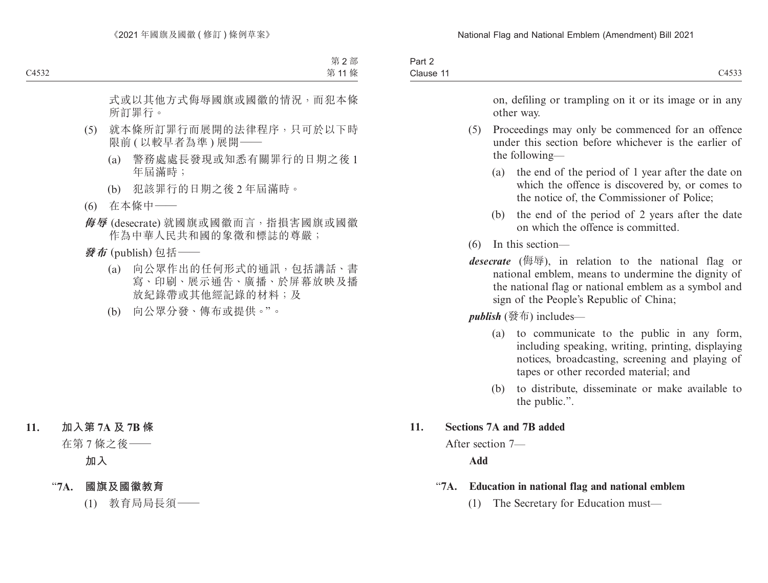式或以其他方式侮辱國旗或國徽的情況，而犯本條所訂罪行。

(5) 就本條所訂罪行而展開的法律程序，只可於以下時限前 ( 以較早者為準 ) 展開——

(a) 警務處處長發現或知悉有關罪行的日期之後 1 年屆滿時；

(b) 犯該罪行的日期之後 2 年屆滿時。

(6) 在本條中——

***侮辱*** (desecrate) 就國旗或國徽而言，指損害國旗或國徽作為中華人民共和國的象徵和標誌的尊嚴；

***發布*** (publish) 包括——

(a) 向公眾作出的任何形式的通訊，包括講話、書寫、印刷、展示通告、廣播、於屏幕放映及播放紀錄帶或其他經記錄的材料；及

(b) 向公眾分發、傳布或提供。”。

**11. 加入第 7A 及 7B 條**

在第 7 條之後——

**加入**

**“7A. 國旗及國徽教育**

(1) 教育局局長須——

---

on, defiling or trampling on it or its image or in any other way.

(5) Proceedings may only be commenced for an offence under this section before whichever is the earlier of the following—

(a) the end of the period of 1 year after the date on which the offence is discovered by, or comes to the notice of, the Commissioner of Police;

(b) the end of the period of 2 years after the date on which the offence is committed.

(6) In this section—

***desecrate*** (侮辱), in relation to the national flag or national emblem, means to undermine the dignity of the national flag or national emblem as a symbol and sign of the People's Republic of China;

***publish*** (發布) includes—

(a) to communicate to the public in any form, including speaking, writing, printing, displaying notices, broadcasting, screening and playing of tapes or other recorded material; and

(b) to distribute, disseminate or make available to the public.”.

**11. Sections 7A and 7B added**

After section 7—

**Add**

**“7A. Education in national flag and national emblem**

(1) The Secretary for Education must—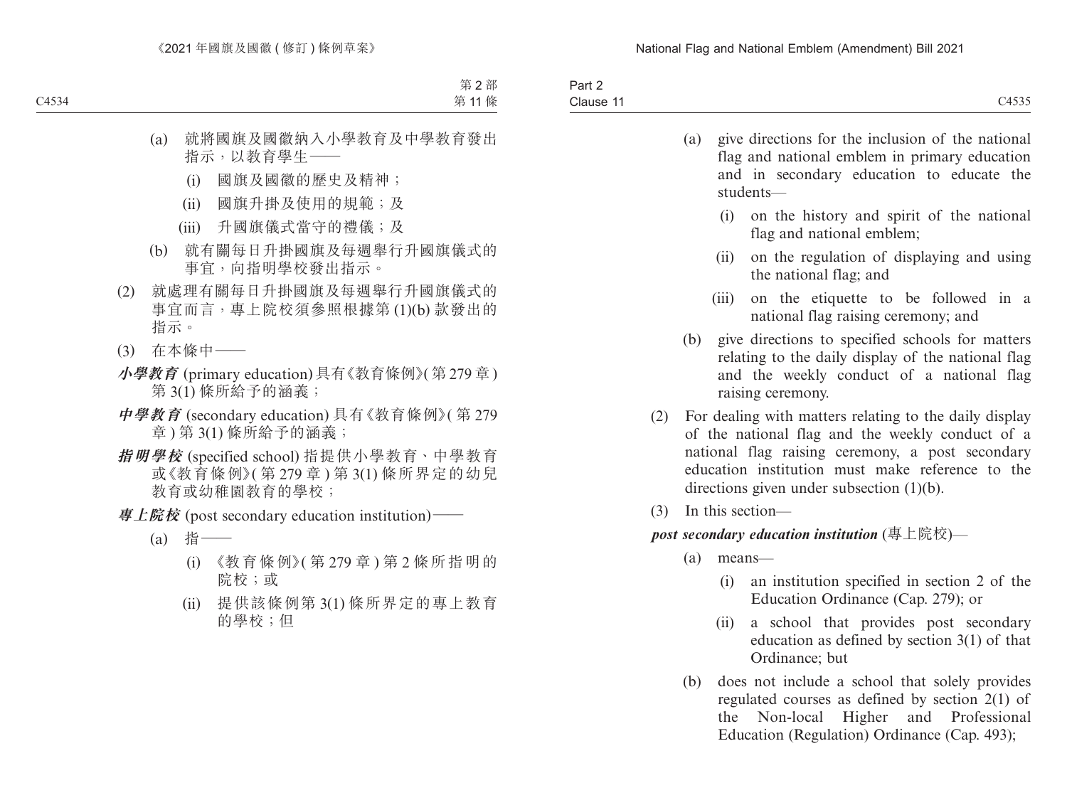(a) 就將國旗及國徽納入小學教育及中學教育發出指示，以教育學生——

    (i) 國旗及國徽的歷史及精神；

    (ii) 國旗升掛及使用的規範；及

    (iii) 升國旗儀式當守的禮儀；及

(b) 就有關每日升掛國旗及每週舉行升國旗儀式的事宜，向指明學校發出指示。

(2) 就處理有關每日升掛國旗及每週舉行升國旗儀式的事宜而言，專上院校須參照根據第 (1)(b) 款發出的指示。

(3) 在本條中——

***小學教育*** (primary education) 具有《教育條例》(第 279 章) 第 3(1) 條所給予的涵義；

***中學教育*** (secondary education) 具有《教育條例》(第 279 章) 第 3(1) 條所給予的涵義；

***指明學校*** (specified school) 指提供小學教育、中學教育或《教育條例》(第 279 章) 第 3(1) 條所界定的幼兒教育或幼稚園教育的學校；

***專上院校*** (post secondary education institution)——

(a) 指——

    (i) 《教育條例》(第 279 章) 第 2 條所指明的院校；或

    (ii) 提供該條例第 3(1) 條所界定的專上教育的學校；但

---

(a) give directions for the inclusion of the national flag and national emblem in primary education and in secondary education to educate the students—

    (i) on the history and spirit of the national flag and national emblem;

    (ii) on the regulation of displaying and using the national flag; and

    (iii) on the etiquette to be followed in a national flag raising ceremony; and

(b) give directions to specified schools for matters relating to the daily display of the national flag and the weekly conduct of a national flag raising ceremony.

(2) For dealing with matters relating to the daily display of the national flag and the weekly conduct of a national flag raising ceremony, a post secondary education institution must make reference to the directions given under subsection (1)(b).

(3) In this section—

***post secondary education institution*** (專上院校)—

(a) means—

    (i) an institution specified in section 2 of the Education Ordinance (Cap. 279); or

    (ii) a school that provides post secondary education as defined by section 3(1) of that Ordinance; but

(b) does not include a school that solely provides regulated courses as defined by section 2(1) of the Non-local Higher and Professional Education (Regulation) Ordinance (Cap. 493);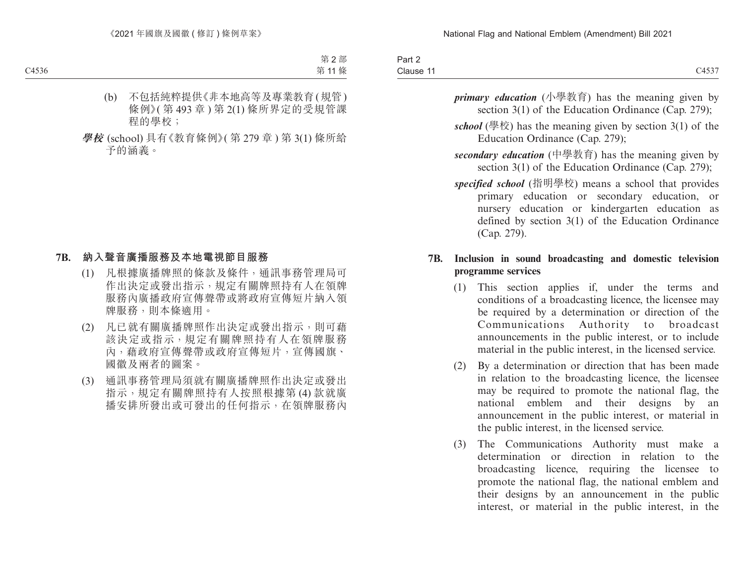(b) 不包括純粹提供《非本地高等及專業教育(規管)條例》(第 493 章) 第 2(1) 條所界定的受規管課程的學校；

***學校*** (school) 具有《教育條例》(第 279 章) 第 3(1) 條所給予的涵義。

### 7B. 納入聲音廣播服務及本地電視節目服務

(1) 凡根據廣播牌照的條款及條件，通訊事務管理局可作出決定或發出指示，規定有關牌照持有人在領牌服務內廣播政府宣傳聲帶或將政府宣傳短片納入領牌服務，則本條適用。

(2) 凡已就有關廣播牌照作出決定或發出指示，則可藉該決定或指示，規定有關牌照持有人在領牌服務內，藉政府宣傳聲帶或政府宣傳短片，宣傳國旗、國徽及兩者的圖案。

(3) 通訊事務管理局須就有關廣播牌照作出決定或發出指示，規定有關牌照持有人按照根據第 (4) 款就廣播安排所發出或可發出的任何指示，在領牌服務內

***primary education*** (小學教育) has the meaning given by section 3(1) of the Education Ordinance (Cap. 279);

***school*** (學校) has the meaning given by section 3(1) of the Education Ordinance (Cap. 279);

***secondary education*** (中學教育) has the meaning given by section 3(1) of the Education Ordinance (Cap. 279);

***specified school*** (指明學校) means a school that provides primary education or secondary education, or nursery education or kindergarten education as defined by section 3(1) of the Education Ordinance (Cap. 279).

### 7B. Inclusion in sound broadcasting and domestic television programme services

(1) This section applies if, under the terms and conditions of a broadcasting licence, the licensee may be required by a determination or direction of the Communications Authority to broadcast announcements in the public interest, or to include material in the public interest, in the licensed service.

(2) By a determination or direction that has been made in relation to the broadcasting licence, the licensee may be required to promote the national flag, the national emblem and their designs by an announcement in the public interest, or material in the public interest, in the licensed service.

(3) The Communications Authority must make a determination or direction in relation to the broadcasting licence, requiring the licensee to promote the national flag, the national emblem and their designs by an announcement in the public interest, or material in the public interest, in the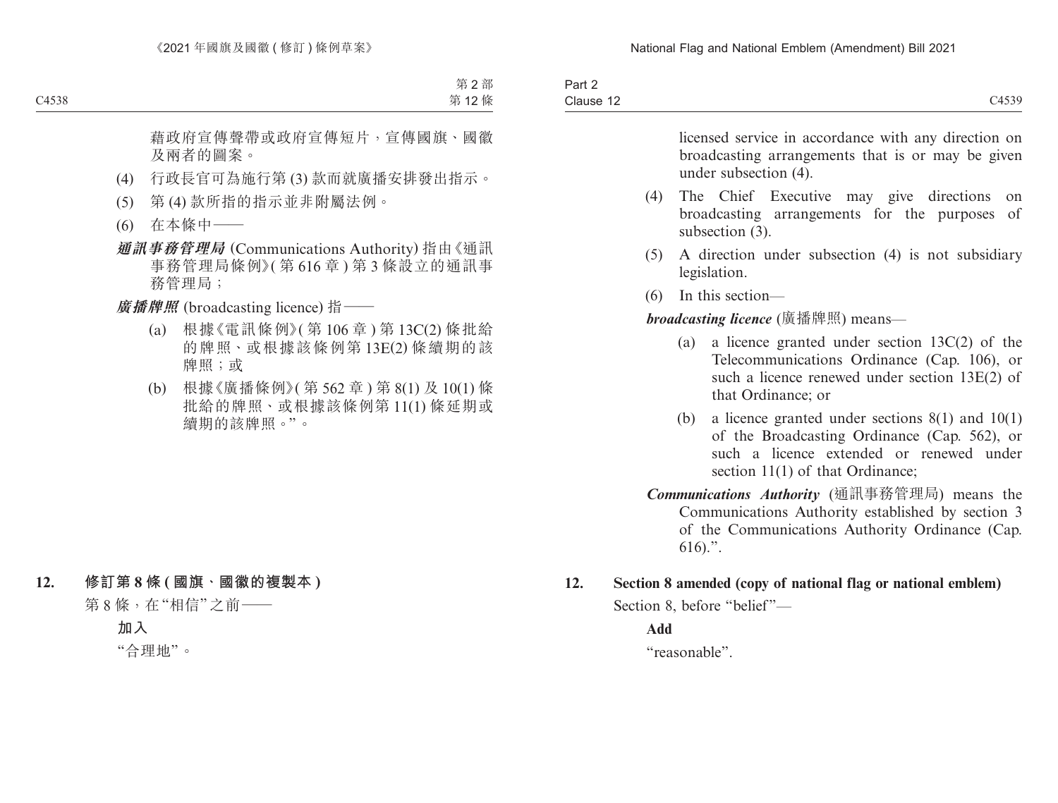藉政府宣傳聲帶或政府宣傳短片，宣傳國旗、國徽及兩者的圖案。

(4) 行政長官可為施行第 (3) 款而就廣播安排發出指示。

(5) 第 (4) 款所指的指示並非附屬法例。

(6) 在本條中——

***通訊事務管理局*** (Communications Authority) 指由《通訊事務管理局條例》(第 616 章 ) 第 3 條設立的通訊事務管理局；

***廣播牌照*** (broadcasting licence) 指——

(a) 根據《電訊條例》(第 106 章 ) 第 13C(2) 條批給的牌照、或根據該條例第 13E(2) 條續期的該牌照；或

(b) 根據《廣播條例》(第 562 章 ) 第 8(1) 及 10(1) 條批給的牌照、或根據該條例第 11(1) 條延期或續期的該牌照。”。

**12. 修訂第 8 條 ( 國旗、國徽的複製本 )**

第 8 條，在“相信”之前——

**加入**

“合理地”。

---

licensed service in accordance with any direction on broadcasting arrangements that is or may be given under subsection (4).

(4) The Chief Executive may give directions on broadcasting arrangements for the purposes of subsection (3).

(5) A direction under subsection (4) is not subsidiary legislation.

(6) In this section—

***broadcasting licence*** (廣播牌照) means—

(a) a licence granted under section 13C(2) of the Telecommunications Ordinance (Cap. 106), or such a licence renewed under section 13E(2) of that Ordinance; or

(b) a licence granted under sections 8(1) and 10(1) of the Broadcasting Ordinance (Cap. 562), or such a licence extended or renewed under section 11(1) of that Ordinance;

***Communications Authority*** (通訊事務管理局) means the Communications Authority established by section 3 of the Communications Authority Ordinance (Cap. 616).”.

**12. Section 8 amended (copy of national flag or national emblem)**

Section 8, before “belief”—

**Add**

“reasonable”.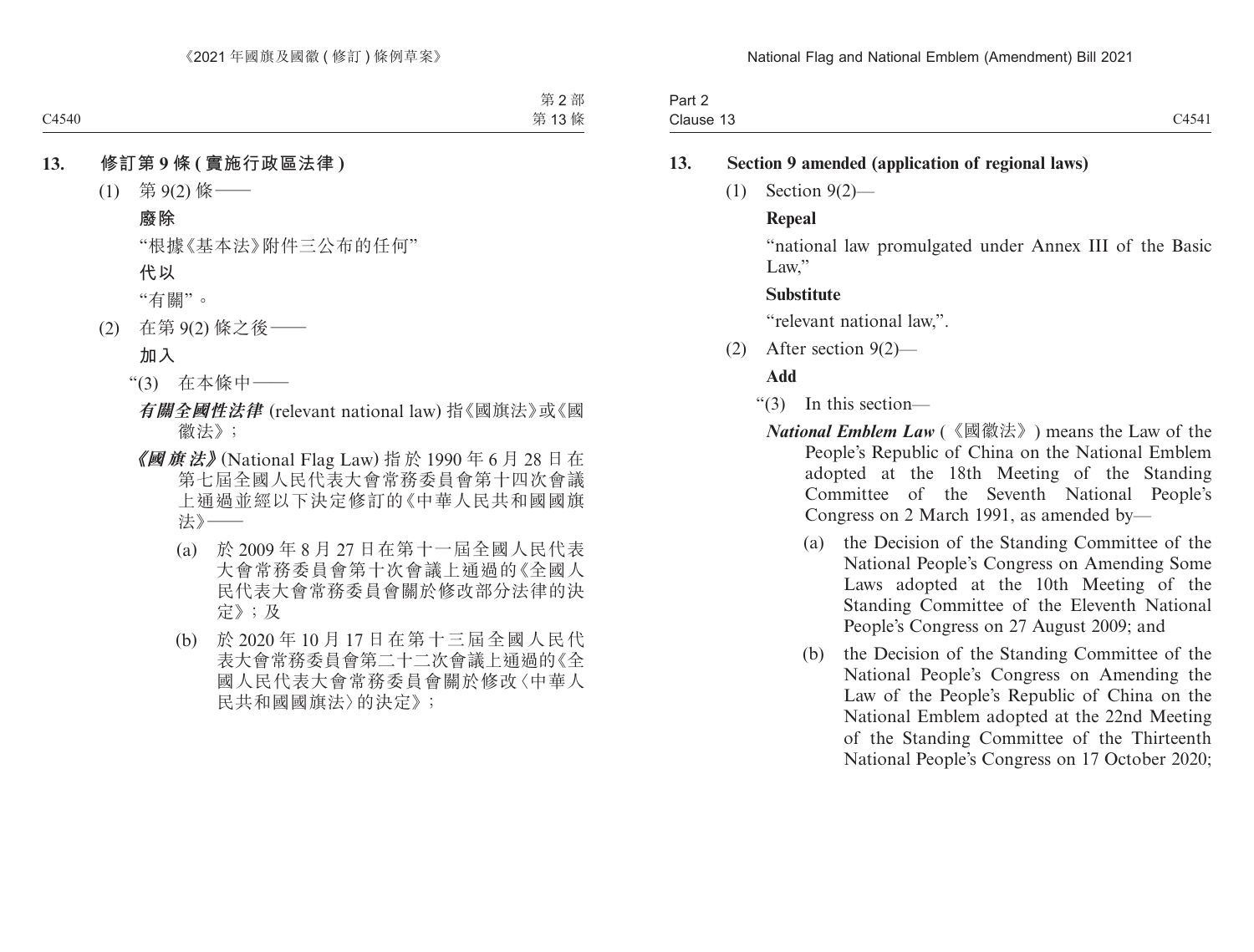**13. 修訂第 9 條 (實施行政區法律)**

(1) 第 9(2) 條——

**廢除**

"根據《基本法》附件三公布的任何"

**代以**

"有關"。

(2) 在第 9(2) 條之後——

**加入**

"(3) 在本條中——

***有關全國性法律*** (relevant national law) 指《國旗法》或《國徽法》；

***《國旗法》*** (National Flag Law) 指於 1990 年 6 月 28 日在第七屆全國人民代表大會常務委員會第十四次會議上通過並經以下決定修訂的《中華人民共和國國旗法》——

(a) 於 2009 年 8 月 27 日在第十一屆全國人民代表大會常務委員會第十次會議上通過的《全國人民代表大會常務委員會關於修改部分法律的決定》；及

(b) 於 2020 年 10 月 17 日在第十三屆全國人民代表大會常務委員會第二十二次會議上通過的《全國人民代表大會常務委員會關於修改〈中華人民共和國國旗法〉的決定》；

**13. Section 9 amended (application of regional laws)**

(1) Section 9(2)—

**Repeal**

"national law promulgated under Annex III of the Basic Law,"

**Substitute**

"relevant national law,".

(2) After section 9(2)—

**Add**

"(3) In this section—

***National Emblem Law*** (《國徽法》) means the Law of the People's Republic of China on the National Emblem adopted at the 18th Meeting of the Standing Committee of the Seventh National People's Congress on 2 March 1991, as amended by—

(a) the Decision of the Standing Committee of the National People's Congress on Amending Some Laws adopted at the 10th Meeting of the Standing Committee of the Eleventh National People's Congress on 27 August 2009; and

(b) the Decision of the Standing Committee of the National People's Congress on Amending the Law of the People's Republic of China on the National Emblem adopted at the 22nd Meeting of the Standing Committee of the Thirteenth National People's Congress on 17 October 2020;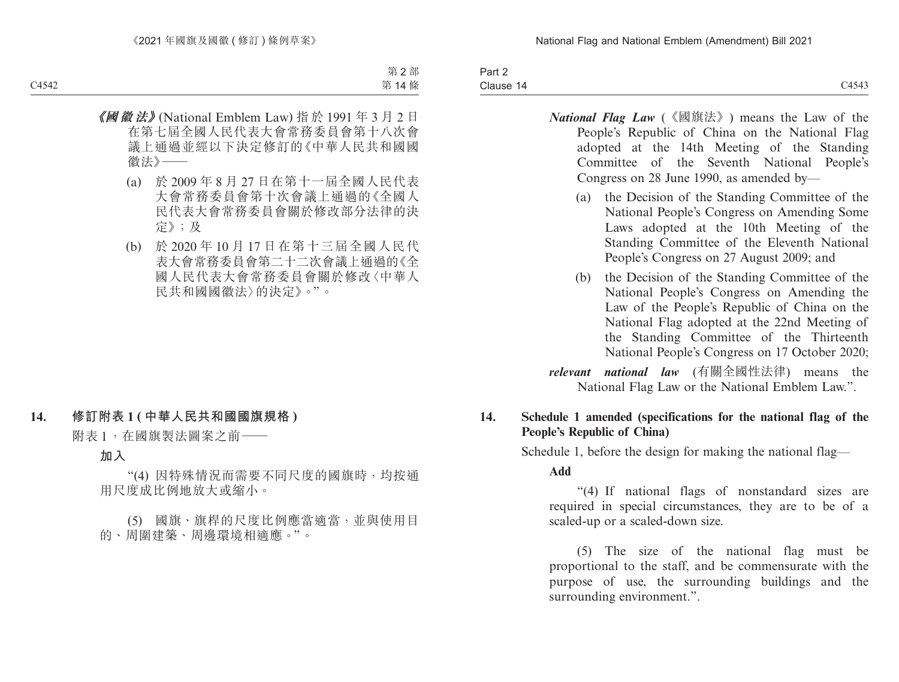***《國徽法》***(National Emblem Law) 指於 1991 年 3 月 2 日在第七屆全國人民代表大會常務委員會第十八次會議上通過並經以下決定修訂的《中華人民共和國國徽法》——

(a) 於 2009 年 8 月 27 日在第十一屆全國人民代表大會常務委員會第十次會議上通過的《全國人民代表大會常務委員會關於修改部分法律的決定》;及

(b) 於 2020 年 10 月 17 日在第十三屆全國人民代表大會常務委員會第二十二次會議上通過的《全國人民代表大會常務委員會關於修改〈中華人民共和國國徽法〉的決定》。"。

## 14. 修訂附表 1 (中華人民共和國國旗規格)

附表 1,在國旗製法圖案之前——

**加入**

"(4) 因特殊情況而需要不同尺度的國旗時,均按通用尺度成比例地放大或縮小。

(5) 國旗、旗桿的尺度比例應當適當,並與使用目的、周圍建築、周邊環境相適應。"。

***National Flag Law*** (《國旗法》) means the Law of the People's Republic of China on the National Flag adopted at the 14th Meeting of the Standing Committee of the Seventh National People's Congress on 28 June 1990, as amended by—

(a) the Decision of the Standing Committee of the National People's Congress on Amending Some Laws adopted at the 10th Meeting of the Standing Committee of the Eleventh National People's Congress on 27 August 2009; and

(b) the Decision of the Standing Committee of the National People's Congress on Amending the Law of the People's Republic of China on the National Flag adopted at the 22nd Meeting of the Standing Committee of the Thirteenth National People's Congress on 17 October 2020;

***relevant national law*** (有關全國性法律) means the National Flag Law or the National Emblem Law.".

## 14. Schedule 1 amended (specifications for the national flag of the People's Republic of China)

Schedule 1, before the design for making the national flag—

**Add**

"(4) If national flags of nonstandard sizes are required in special circumstances, they are to be of a scaled-up or a scaled-down size.

(5) The size of the national flag must be proportional to the staff, and be commensurate with the purpose of use, the surrounding buildings and the surrounding environment.".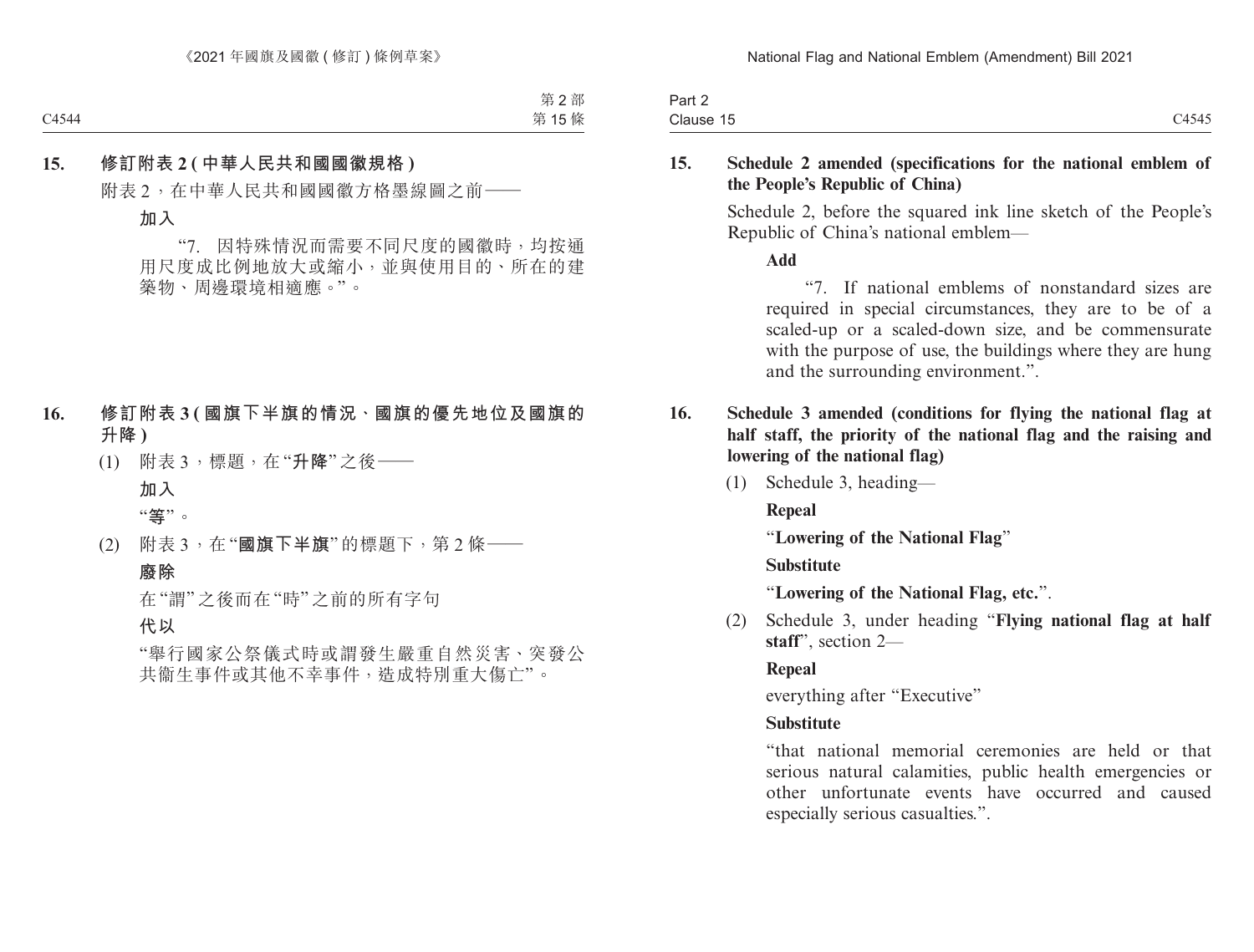**15. 修訂附表 2 (中華人民共和國國徽規格)**

附表 2，在中華人民共和國國徽方格墨線圖之前——

**加入**

"7. 因特殊情況而需要不同尺度的國徽時，均按通用尺度成比例地放大或縮小，並與使用目的、所在的建築物、周邊環境相適應。"。

**16. 修訂附表 3 (國旗下半旗的情況、國旗的優先地位及國旗的升降)**

(1) 附表 3，標題，在"**升降**"之後——

**加入**

"**等**"。

(2) 附表 3，在"**國旗下半旗**"的標題下，第 2 條——

**廢除**

在"謂"之後而在"時"之前的所有字句

**代以**

"舉行國家公祭儀式時或謂發生嚴重自然災害、突發公共衞生事件或其他不幸事件，造成特別重大傷亡"。

**15. Schedule 2 amended (specifications for the national emblem of the People's Republic of China)**

Schedule 2, before the squared ink line sketch of the People's Republic of China's national emblem—

**Add**

"7. If national emblems of nonstandard sizes are required in special circumstances, they are to be of a scaled-up or a scaled-down size, and be commensurate with the purpose of use, the buildings where they are hung and the surrounding environment.".

**16. Schedule 3 amended (conditions for flying the national flag at half staff, the priority of the national flag and the raising and lowering of the national flag)**

(1) Schedule 3, heading—

**Repeal**

"**Lowering of the National Flag**"

**Substitute**

"**Lowering of the National Flag, etc.**".

(2) Schedule 3, under heading "**Flying national flag at half staff**", section 2—

**Repeal**

everything after "Executive"

**Substitute**

"that national memorial ceremonies are held or that serious natural calamities, public health emergencies or other unfortunate events have occurred and caused especially serious casualties.".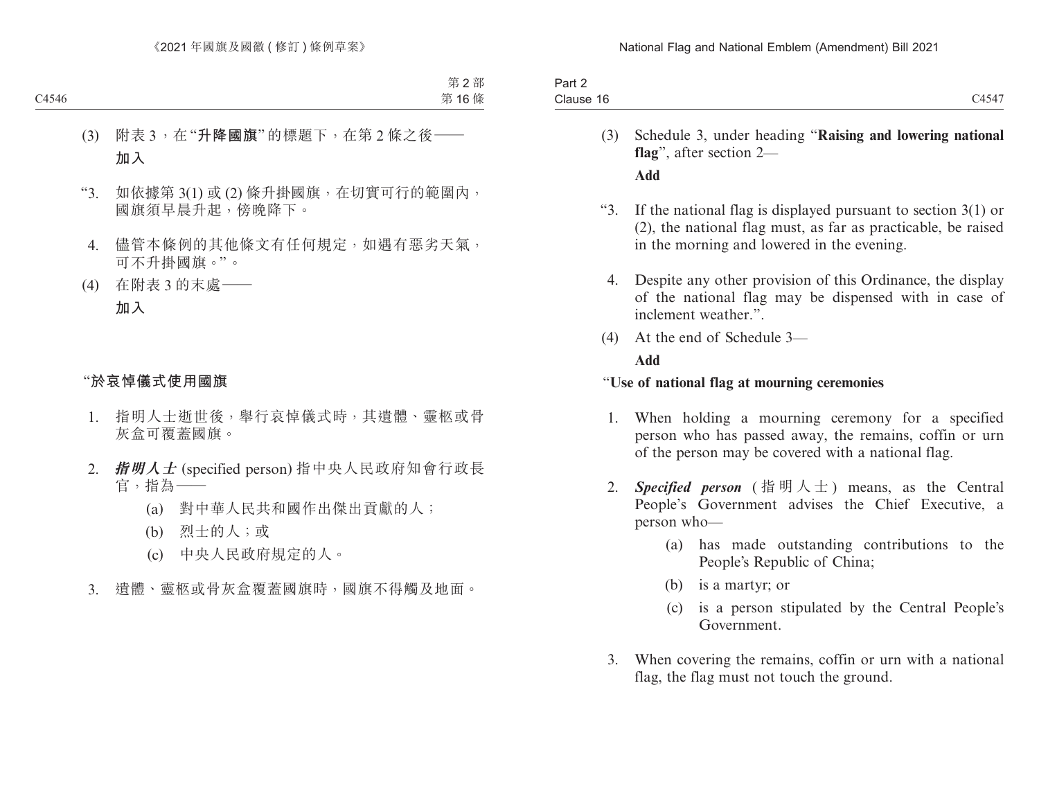第 2 部
第 16 條

(3) 附表 3，在“**升降國旗**”的標題下，在第 2 條之後——

**加入**

“3. 如依據第 3(1) 或 (2) 條升掛國旗，在切實可行的範圍內，國旗須早晨升起，傍晚降下。

4. 儘管本條例的其他條文有任何規定，如遇有惡劣天氣，可不升掛國旗。”。

(4) 在附表 3 的末處——

**加入**

“**於哀悼儀式使用國旗**

1. 指明人士逝世後，舉行哀悼儀式時，其遺體、靈柩或骨灰盒可覆蓋國旗。

2. ***指明人士*** (specified person) 指中央人民政府知會行政長官，指為——

   (a) 對中華人民共和國作出傑出貢獻的人；

   (b) 烈士的人；或

   (c) 中央人民政府規定的人。

3. 遺體、靈柩或骨灰盒覆蓋國旗時，國旗不得觸及地面。

Part 2
Clause 16

(3) Schedule 3, under heading “**Raising and lowering national flag**”, after section 2—

**Add**

“3. If the national flag is displayed pursuant to section 3(1) or (2), the national flag must, as far as practicable, be raised in the morning and lowered in the evening.

4. Despite any other provision of this Ordinance, the display of the national flag may be dispensed with in case of inclement weather.”.

(4) At the end of Schedule 3—

**Add**

“**Use of national flag at mourning ceremonies**

1. When holding a mourning ceremony for a specified person who has passed away, the remains, coffin or urn of the person may be covered with a national flag.

2. ***Specified person*** (指明人士) means, as the Central People’s Government advises the Chief Executive, a person who—

   (a) has made outstanding contributions to the People’s Republic of China;

   (b) is a martyr; or

   (c) is a person stipulated by the Central People’s Government.

3. When covering the remains, coffin or urn with a national flag, the flag must not touch the ground.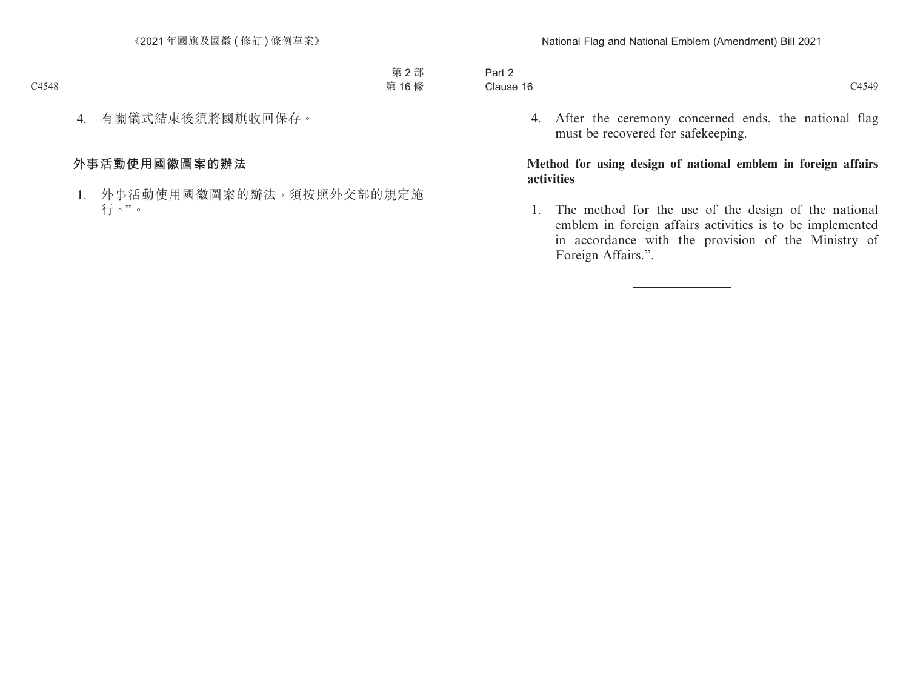4. 有關儀式結束後須將國旗收回保存。

**外事活動使用國徽圖案的辦法**

1. 外事活動使用國徽圖案的辦法，須按照外交部的規定施行。”。

4. After the ceremony concerned ends, the national flag must be recovered for safekeeping.

**Method for using design of national emblem in foreign affairs activities**

1. The method for the use of the design of the national emblem in foreign affairs activities is to be implemented in accordance with the provision of the Ministry of Foreign Affairs.”.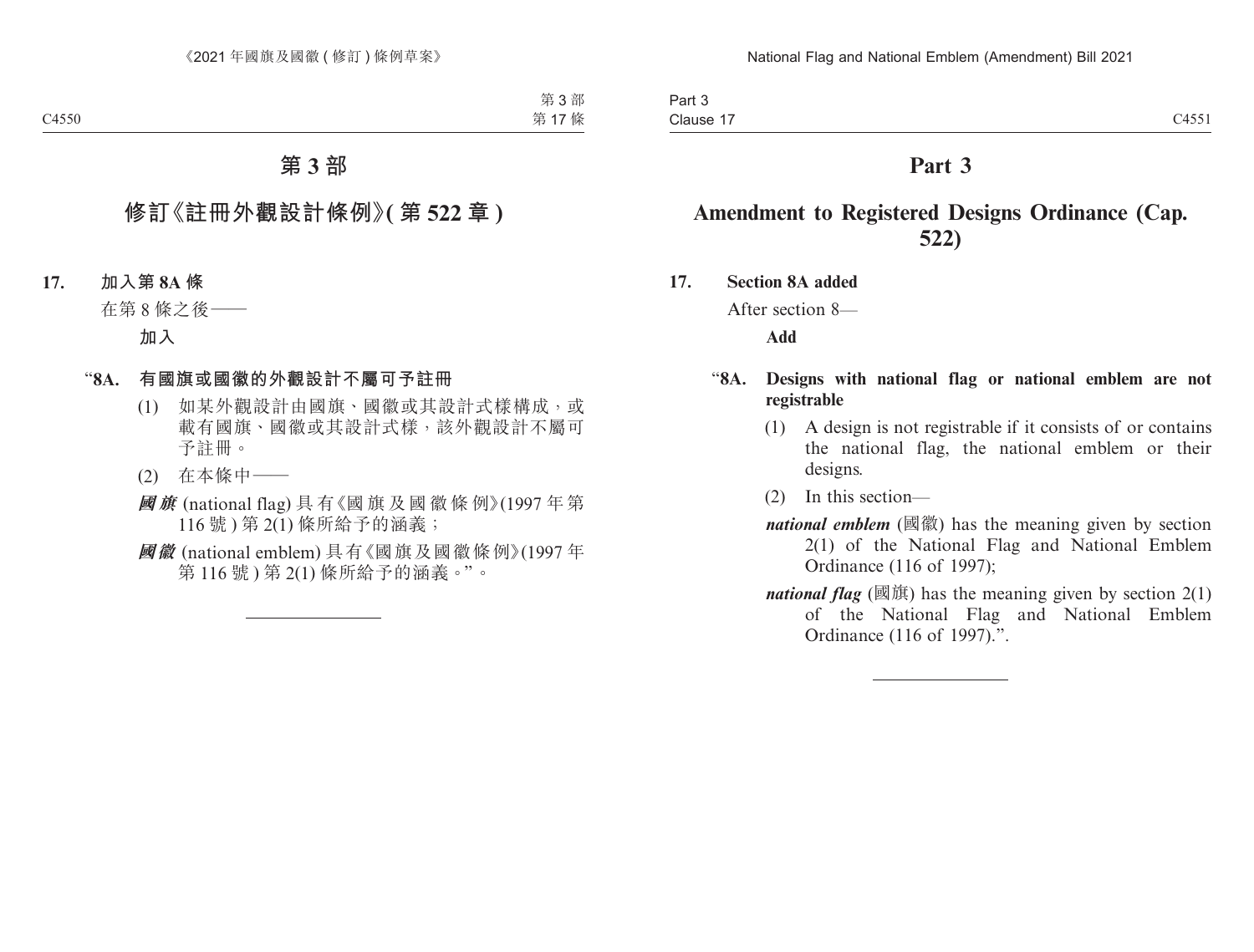# 第 3 部

## 修訂《註冊外觀設計條例》(第 522 章)

**17. 加入第 8A 條**

在第 8 條之後——

**加入**

"**8A. 有國旗或國徽的外觀設計不屬可予註冊**

(1) 如某外觀設計由國旗、國徽或其設計式樣構成，或載有國旗、國徽或其設計式樣，該外觀設計不屬可予註冊。

(2) 在本條中——

***國旗*** (national flag) 具有《國旗及國徽條例》(1997 年第 116 號) 第 2(1) 條所給予的涵義；

***國徽*** (national emblem) 具有《國旗及國徽條例》(1997 年第 116 號) 第 2(1) 條所給予的涵義。"。

---

# Part 3

## Amendment to Registered Designs Ordinance (Cap. 522)

**17. Section 8A added**

After section 8—

**Add**

"**8A. Designs with national flag or national emblem are not registrable**

(1) A design is not registrable if it consists of or contains the national flag, the national emblem or their designs.

(2) In this section—

***national emblem*** (國徽) has the meaning given by section 2(1) of the National Flag and National Emblem Ordinance (116 of 1997);

***national flag*** (國旗) has the meaning given by section 2(1) of the National Flag and National Emblem Ordinance (116 of 1997).".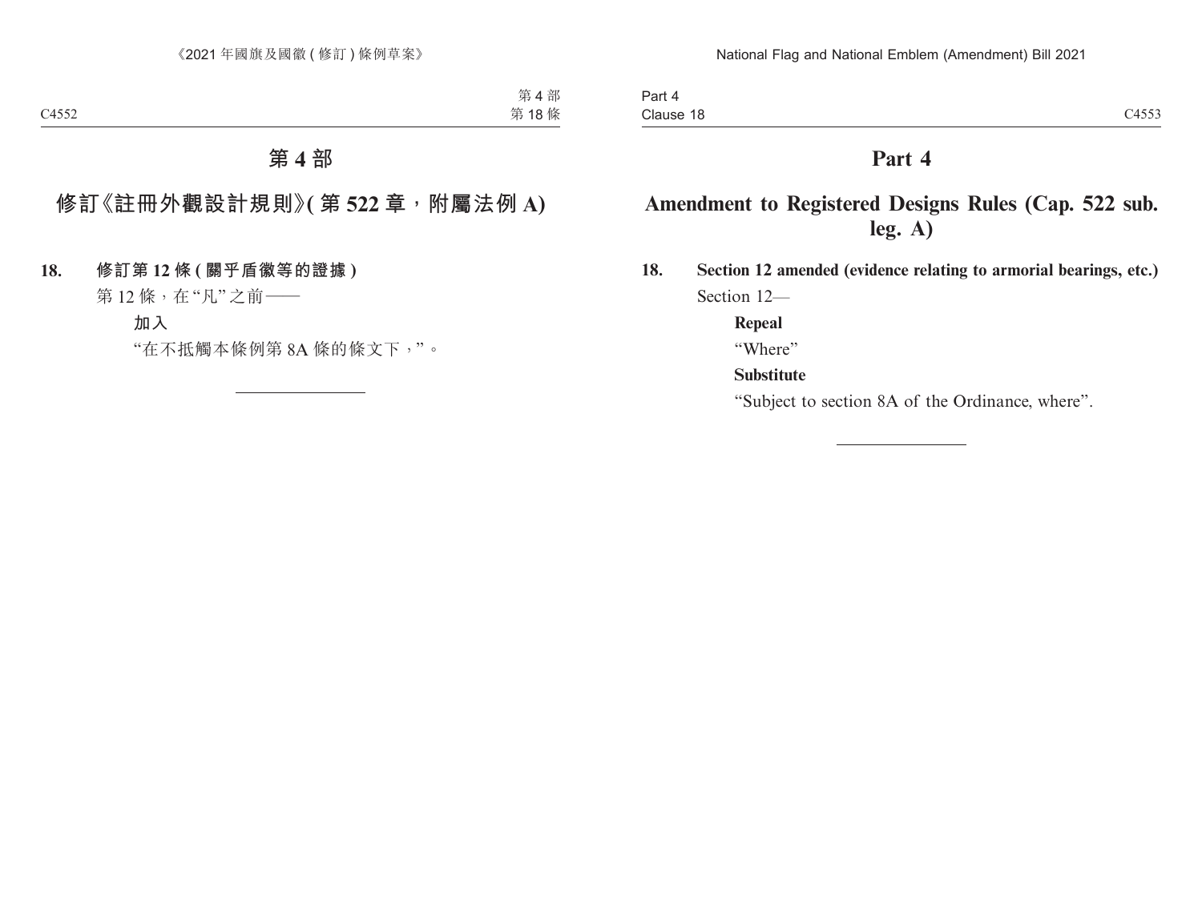# 第 4 部

## 修訂《註冊外觀設計規則》(第 522 章，附屬法例 A)

**18. 修訂第 12 條 (關乎盾徽等的證據)**

第 12 條，在 "凡" 之前——

**加入**

"在不抵觸本條例第 8A 條的條文下，"。

# Part 4

## Amendment to Registered Designs Rules (Cap. 522 sub. leg. A)

**18. Section 12 amended (evidence relating to armorial bearings, etc.)**

Section 12—

**Repeal**

"Where"

**Substitute**

"Subject to section 8A of the Ordinance, where".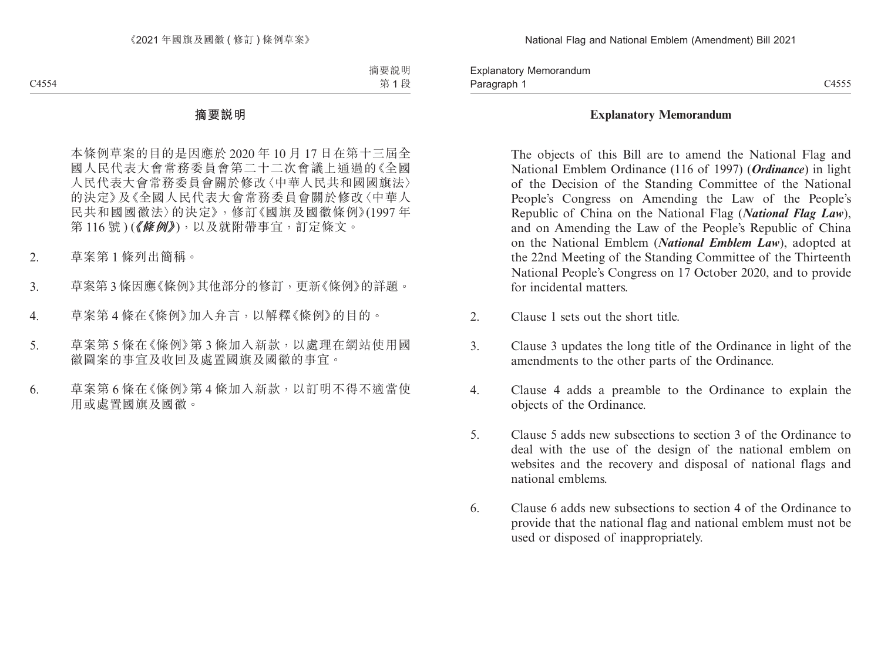## 摘要說明

本條例草案的目的是因應於 2020 年 10 月 17 日在第十三屆全國人民代表大會常務委員會第二十二次會議上通過的《全國人民代表大會常務委員會關於修改〈中華人民共和國國旗法〉的決定》及《全國人民代表大會常務委員會關於修改〈中華人民共和國國徽法〉的決定》，修訂《國旗及國徽條例》(1997 年第 116 號) (***《條例》***)，以及就附帶事宜，訂定條文。

2. 草案第 1 條列出簡稱。

3. 草案第 3 條因應《條例》其他部分的修訂，更新《條例》的詳題。

4. 草案第 4 條在《條例》加入弁言，以解釋《條例》的目的。

5. 草案第 5 條在《條例》第 3 條加入新款，以處理在網站使用國徽圖案的事宜及收回及處置國旗及國徽的事宜。

6. 草案第 6 條在《條例》第 4 條加入新款，以訂明不得不適當使用或處置國旗及國徽。

## Explanatory Memorandum

The objects of this Bill are to amend the National Flag and National Emblem Ordinance (116 of 1997) (***Ordinance***) in light of the Decision of the Standing Committee of the National People's Congress on Amending the Law of the People's Republic of China on the National Flag (***National Flag Law***), and on Amending the Law of the People's Republic of China on the National Emblem (***National Emblem Law***), adopted at the 22nd Meeting of the Standing Committee of the Thirteenth National People's Congress on 17 October 2020, and to provide for incidental matters.

2. Clause 1 sets out the short title.

3. Clause 3 updates the long title of the Ordinance in light of the amendments to the other parts of the Ordinance.

4. Clause 4 adds a preamble to the Ordinance to explain the objects of the Ordinance.

5. Clause 5 adds new subsections to section 3 of the Ordinance to deal with the use of the design of the national emblem on websites and the recovery and disposal of national flags and national emblems.

6. Clause 6 adds new subsections to section 4 of the Ordinance to provide that the national flag and national emblem must not be used or disposed of inappropriately.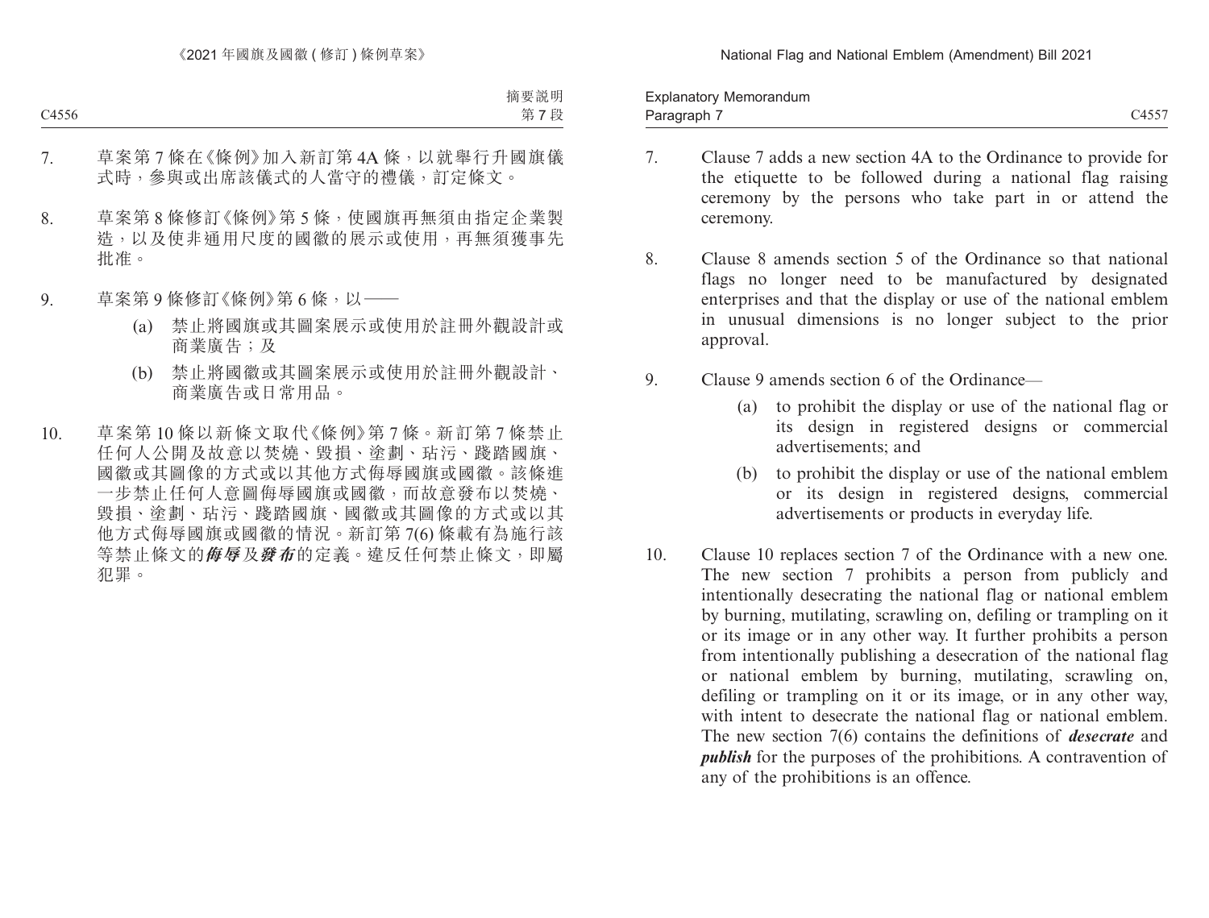7. 草案第 7 條在《條例》加入新訂第 4A 條，以就舉行升國旗儀式時，參與或出席該儀式的人當守的禮儀，訂定條文。

8. 草案第 8 條修訂《條例》第 5 條，使國旗再無須由指定企業製造，以及使非通用尺度的國徽的展示或使用，再無須獲事先批准。

9. 草案第 9 條修訂《條例》第 6 條，以——

   (a) 禁止將國旗或其圖案展示或使用於註冊外觀設計或商業廣告；及

   (b) 禁止將國徽或其圖案展示或使用於註冊外觀設計、商業廣告或日常用品。

10. 草案第 10 條以新條文取代《條例》第 7 條。新訂第 7 條禁止任何人公開及故意以焚燒、毀損、塗劃、玷污、踐踏國旗、國徽或其圖像的方式或以其他方式侮辱國旗或國徽。該條進一步禁止任何人意圖侮辱國旗或國徽，而故意發布以焚燒、毀損、塗劃、玷污、踐踏國旗、國徽或其圖像的方式或以其他方式侮辱國旗或國徽的情況。新訂第 7(6) 條載有為施行該等禁止條文的***侮辱***及***發布***的定義。違反任何禁止條文，即屬犯罪。

7. Clause 7 adds a new section 4A to the Ordinance to provide for the etiquette to be followed during a national flag raising ceremony by the persons who take part in or attend the ceremony.

8. Clause 8 amends section 5 of the Ordinance so that national flags no longer need to be manufactured by designated enterprises and that the display or use of the national emblem in unusual dimensions is no longer subject to the prior approval.

9. Clause 9 amends section 6 of the Ordinance—

   (a) to prohibit the display or use of the national flag or its design in registered designs or commercial advertisements; and

   (b) to prohibit the display or use of the national emblem or its design in registered designs, commercial advertisements or products in everyday life.

10. Clause 10 replaces section 7 of the Ordinance with a new one. The new section 7 prohibits a person from publicly and intentionally desecrating the national flag or national emblem by burning, mutilating, scrawling on, defiling or trampling on it or its image or in any other way. It further prohibits a person from intentionally publishing a desecration of the national flag or national emblem by burning, mutilating, scrawling on, defiling or trampling on it or its image, or in any other way, with intent to desecrate the national flag or national emblem. The new section 7(6) contains the definitions of ***desecrate*** and ***publish*** for the purposes of the prohibitions. A contravention of any of the prohibitions is an offence.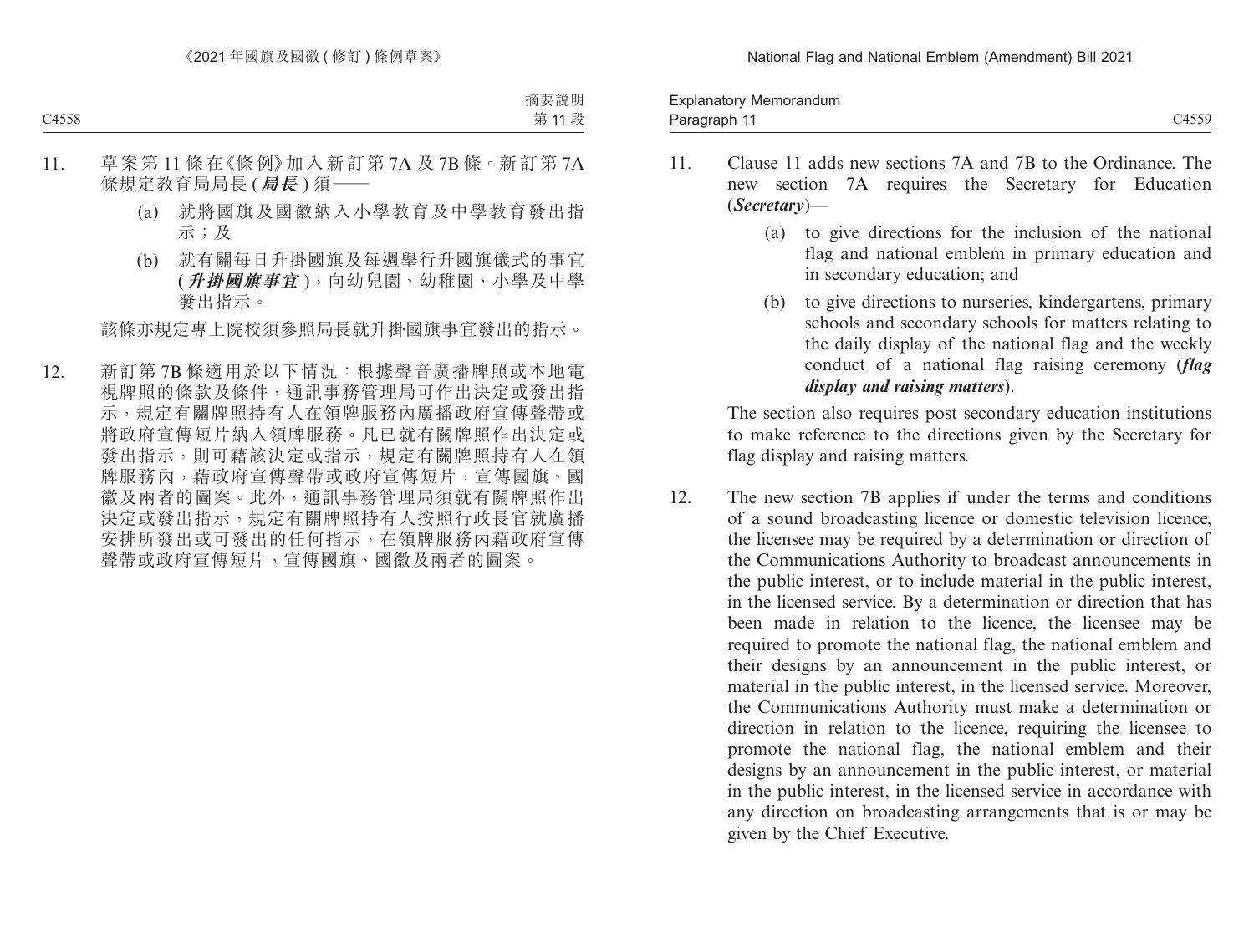11. 草案第 11 條在《條例》加入新訂第 7A 及 7B 條。新訂第 7A 條規定教育局局長 (***局長***) 須——

    (a) 就將國旗及國徽納入小學教育及中學教育發出指示；及

    (b) 就有關每日升掛國旗及每週舉行升國旗儀式的事宜 (***升掛國旗事宜***)，向幼兒園、幼稚園、小學及中學發出指示。

    該條亦規定專上院校須參照局長就升掛國旗事宜發出的指示。

12. 新訂第 7B 條適用於以下情況：根據聲音廣播牌照或本地電視牌照的條款及條件，通訊事務管理局可作出決定或發出指示，規定有關牌照持有人在領牌服務內廣播政府宣傳聲帶或將政府宣傳短片納入領牌服務。凡已就有關牌照作出決定或發出指示，則可藉該決定或指示，規定有關牌照持有人在領牌服務內，藉政府宣傳聲帶或政府宣傳短片，宣傳國旗、國徽及兩者的圖案。此外，通訊事務管理局須就有關牌照作出決定或發出指示，規定有關牌照持有人按照行政長官就廣播安排所發出或可發出的任何指示，在領牌服務內藉政府宣傳聲帶或政府宣傳短片，宣傳國旗、國徽及兩者的圖案。

11. Clause 11 adds new sections 7A and 7B to the Ordinance. The new section 7A requires the Secretary for Education (***Secretary***)—

    (a) to give directions for the inclusion of the national flag and national emblem in primary education and in secondary education; and

    (b) to give directions to nurseries, kindergartens, primary schools and secondary schools for matters relating to the daily display of the national flag and the weekly conduct of a national flag raising ceremony (***flag display and raising matters***).

    The section also requires post secondary education institutions to make reference to the directions given by the Secretary for flag display and raising matters.

12. The new section 7B applies if under the terms and conditions of a sound broadcasting licence or domestic television licence, the licensee may be required by a determination or direction of the Communications Authority to broadcast announcements in the public interest, or to include material in the public interest, in the licensed service. By a determination or direction that has been made in relation to the licence, the licensee may be required to promote the national flag, the national emblem and their designs by an announcement in the public interest, or material in the public interest, in the licensed service. Moreover, the Communications Authority must make a determination or direction in relation to the licence, requiring the licensee to promote the national flag, the national emblem and their designs by an announcement in the public interest, or material in the public interest, in the licensed service in accordance with any direction on broadcasting arrangements that is or may be given by the Chief Executive.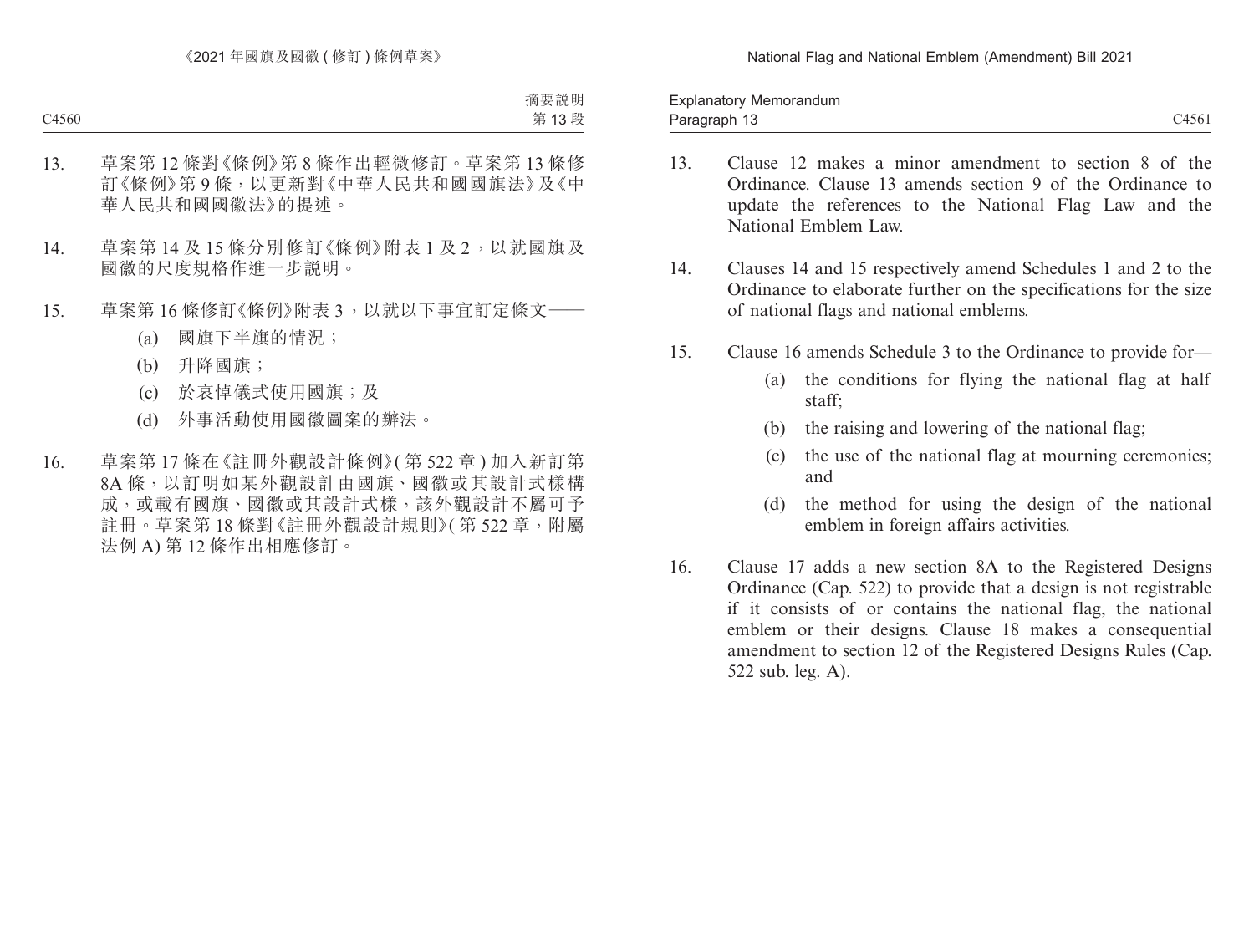13. 草案第 12 條對《條例》第 8 條作出輕微修訂。草案第 13 條修訂《條例》第 9 條，以更新對《中華人民共和國國旗法》及《中華人民共和國國徽法》的提述。

14. 草案第 14 及 15 條分別修訂《條例》附表 1 及 2，以就國旗及國徽的尺度規格作進一步說明。

15. 草案第 16 條修訂《條例》附表 3，以就以下事宜訂定條文——
    (a) 國旗下半旗的情況；
    (b) 升降國旗；
    (c) 於哀悼儀式使用國旗；及
    (d) 外事活動使用國徽圖案的辦法。

16. 草案第 17 條在《註冊外觀設計條例》(第 522 章) 加入新訂第 8A 條，以訂明如某外觀設計由國旗、國徽或其設計式樣構成，或載有國旗、國徽或其設計式樣，該外觀設計不屬可予註冊。草案第 18 條對《註冊外觀設計規則》(第 522 章，附屬法例 A) 第 12 條作出相應修訂。

13. Clause 12 makes a minor amendment to section 8 of the Ordinance. Clause 13 amends section 9 of the Ordinance to update the references to the National Flag Law and the National Emblem Law.

14. Clauses 14 and 15 respectively amend Schedules 1 and 2 to the Ordinance to elaborate further on the specifications for the size of national flags and national emblems.

15. Clause 16 amends Schedule 3 to the Ordinance to provide for—
    (a) the conditions for flying the national flag at half staff;
    (b) the raising and lowering of the national flag;
    (c) the use of the national flag at mourning ceremonies; and
    (d) the method for using the design of the national emblem in foreign affairs activities.

16. Clause 17 adds a new section 8A to the Registered Designs Ordinance (Cap. 522) to provide that a design is not registrable if it consists of or contains the national flag, the national emblem or their designs. Clause 18 makes a consequential amendment to section 12 of the Registered Designs Rules (Cap. 522 sub. leg. A).